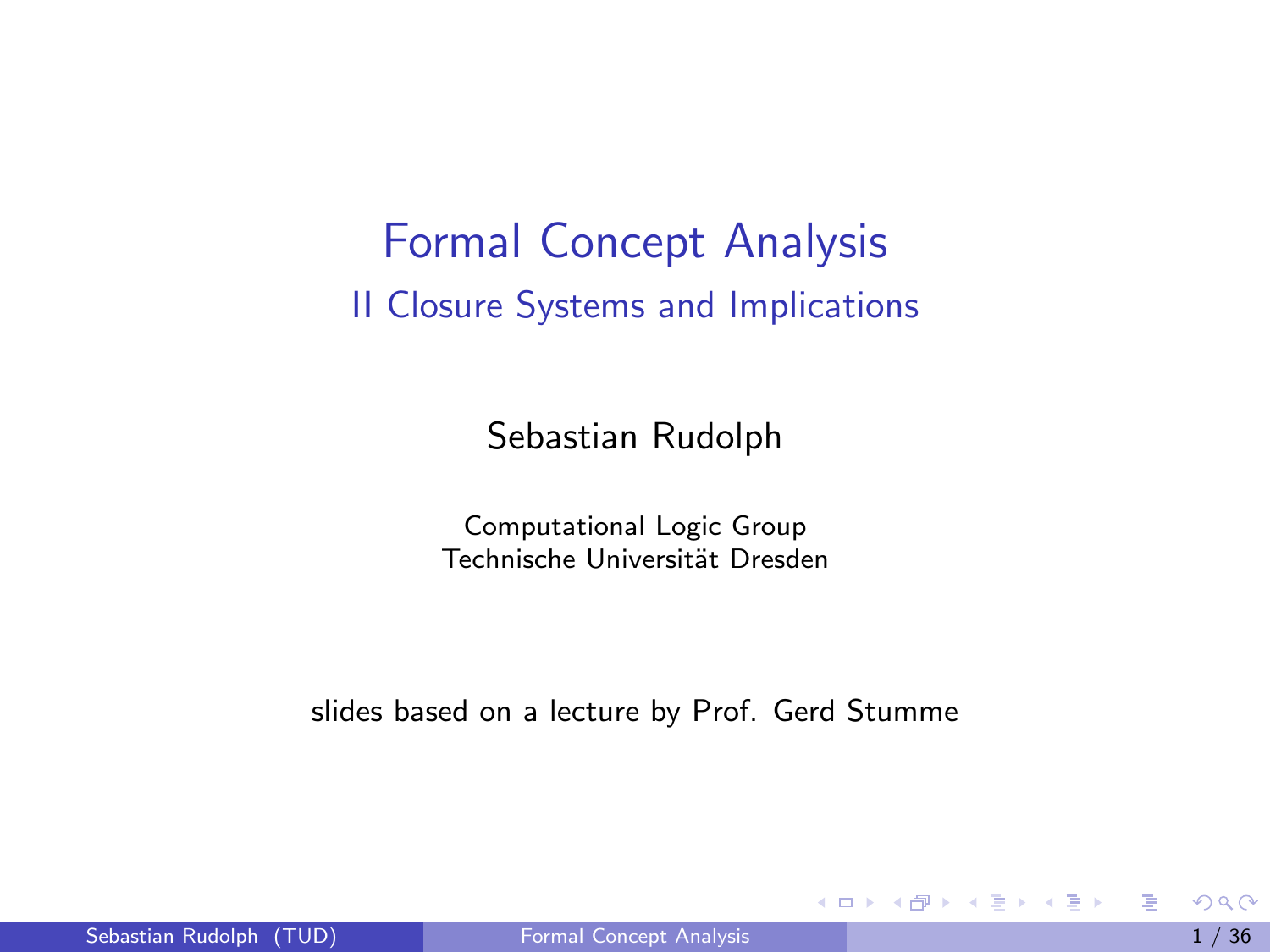# Formal Concept Analysis

## II Closure Systems and Implications

Sebastian Rudolph

Computational Logic Group
Technische Universität Dresden

slides based on a lecture by Prof. Gerd Stumme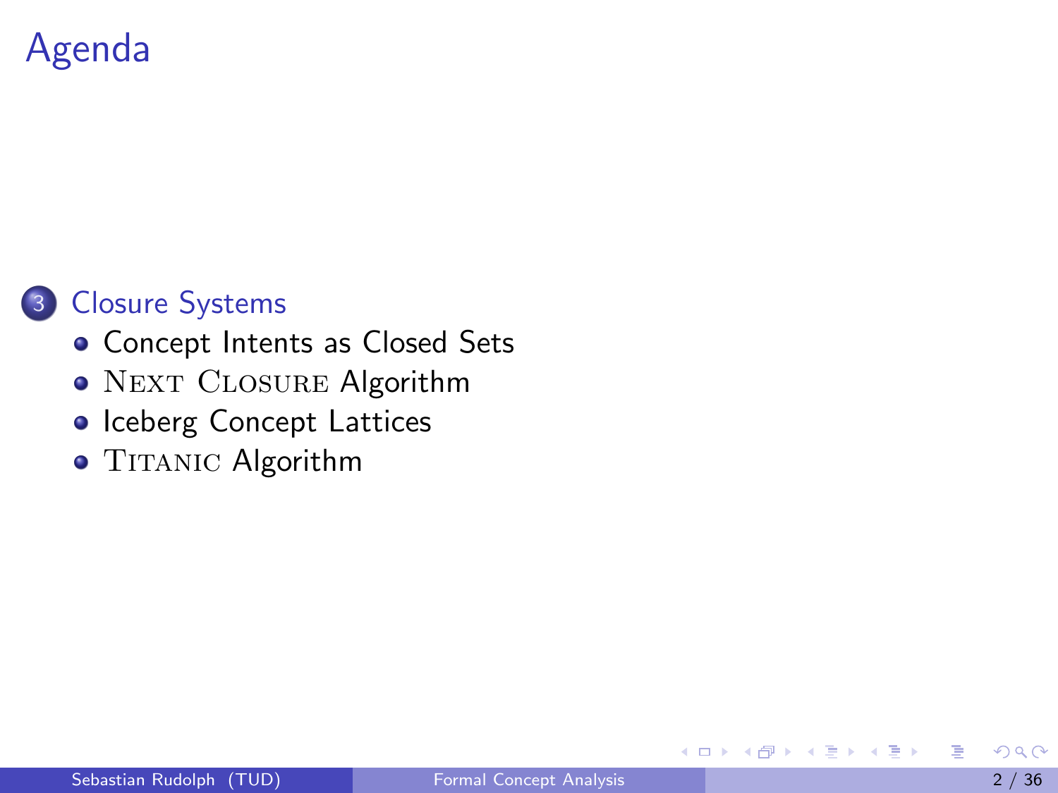# Agenda

3. Closure Systems
   - Concept Intents as Closed Sets
   - Next Closure Algorithm
   - Iceberg Concept Lattices
   - Titanic Algorithm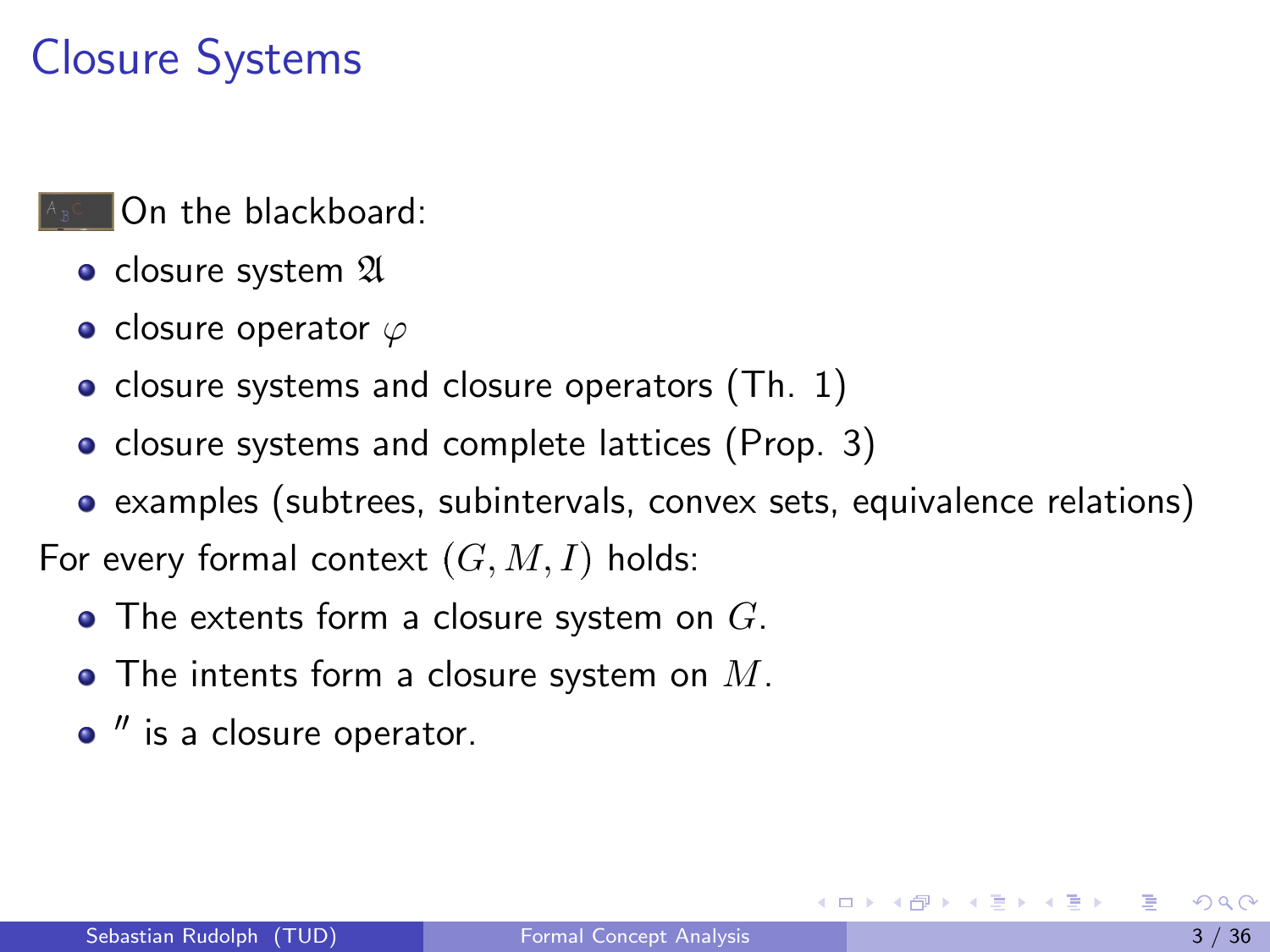# Closure Systems

On the blackboard:

- closure system $\mathfrak{A}$
- closure operator $\varphi$
- closure systems and closure operators (Th. 1)
- closure systems and complete lattices (Prop. 3)
- examples (subtrees, subintervals, convex sets, equivalence relations)

For every formal context $(G, M, I)$ holds:

- The extents form a closure system on $G$.
- The intents form a closure system on $M$.
- $''$ is a closure operator.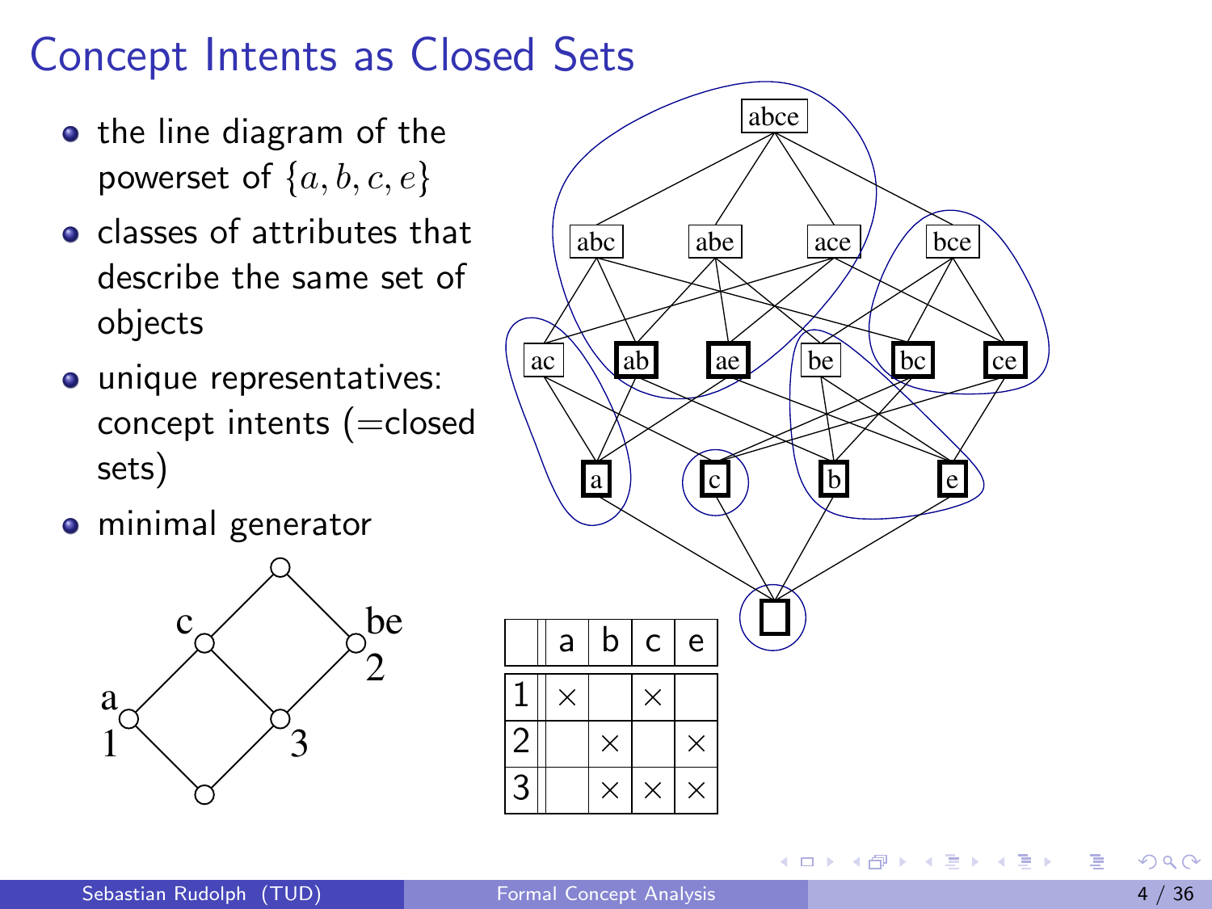# Concept Intents as Closed Sets

- the line diagram of the powerset of $\{a, b, c, e\}$
- classes of attributes that describe the same set of objects
- unique representatives: concept intents (=closed sets)
- minimal generator

|   | a | b | c | e |
|---|---|---|---|---|
| 1 | × |   | × |   |
| 2 |   | × |   | × |
| 3 |   | × | × | × |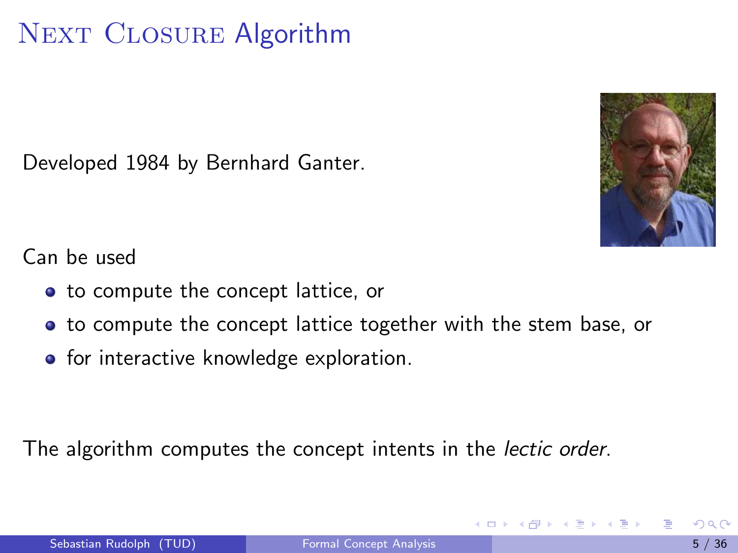# Next Closure Algorithm

Developed 1984 by Bernhard Ganter.

Can be used

- to compute the concept lattice, or
- to compute the concept lattice together with the stem base, or
- for interactive knowledge exploration.

The algorithm computes the concept intents in the *lectic order*.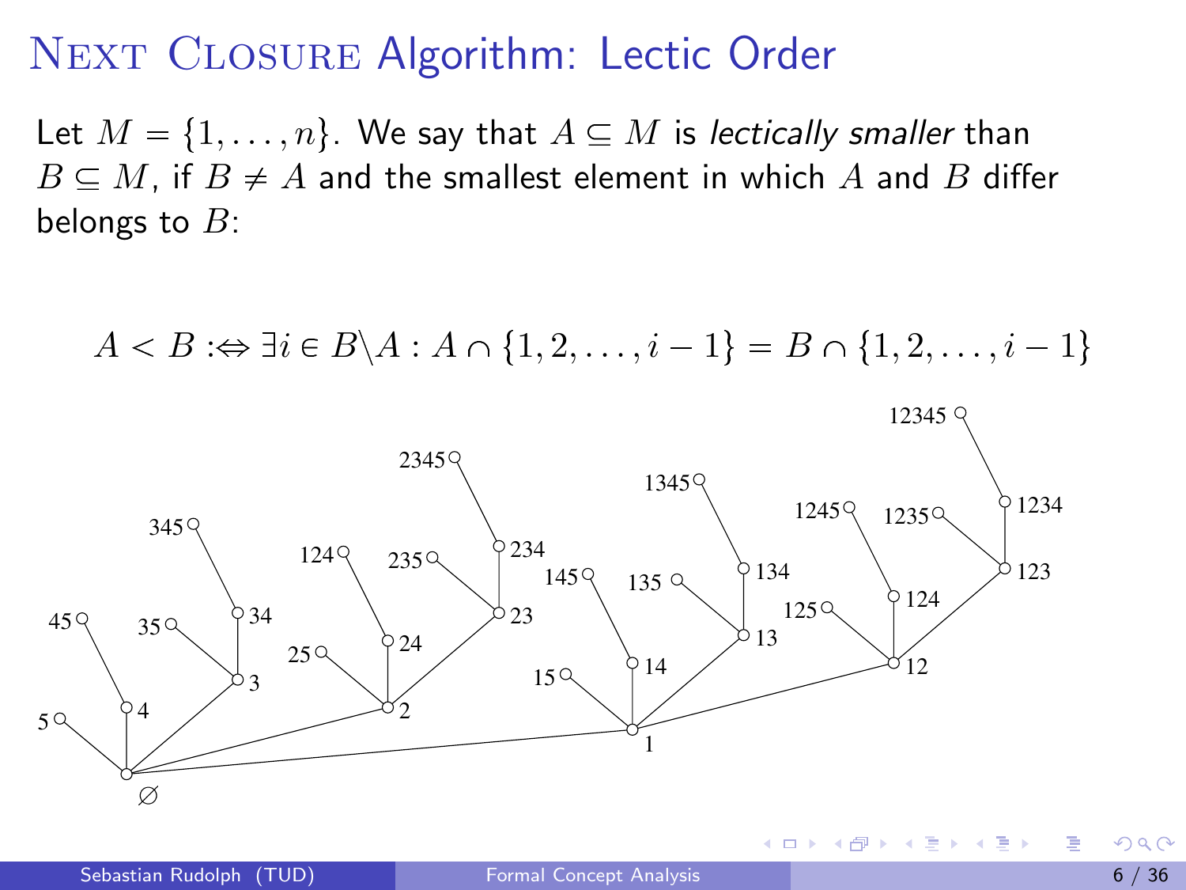# Next Closure Algorithm: Lectic Order

Let $M = \{1, \ldots, n\}$. We say that $A \subseteq M$ is *lectically smaller* than $B \subseteq M$, if $B \neq A$ and the smallest element in which $A$ and $B$ differ belongs to $B$:

$$A < B :\Leftrightarrow \exists i \in B \backslash A : A \cap \{1, 2, \ldots, i-1\} = B \cap \{1, 2, \ldots, i-1\}$$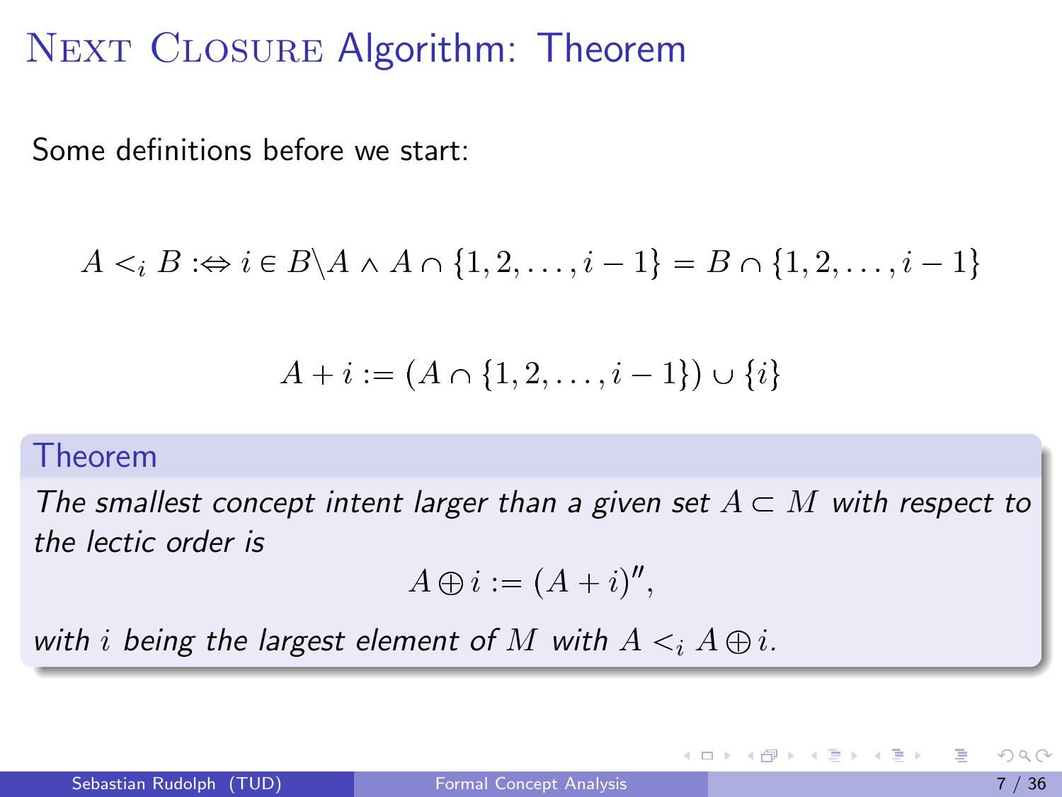# NEXT CLOSURE Algorithm: Theorem

Some definitions before we start:

$$A <_i B :\Leftrightarrow i \in B \backslash A \wedge A \cap \{1, 2, \ldots, i-1\} = B \cap \{1, 2, \ldots, i-1\}$$

$$A + i := (A \cap \{1, 2, \ldots, i-1\}) \cup \{i\}$$

**Theorem**

*The smallest concept intent larger than a given set $A \subset M$ with respect to the lectic order is*

$$A \oplus i := (A + i)'',$$

*with $i$ being the largest element of $M$ with $A <_i A \oplus i$.*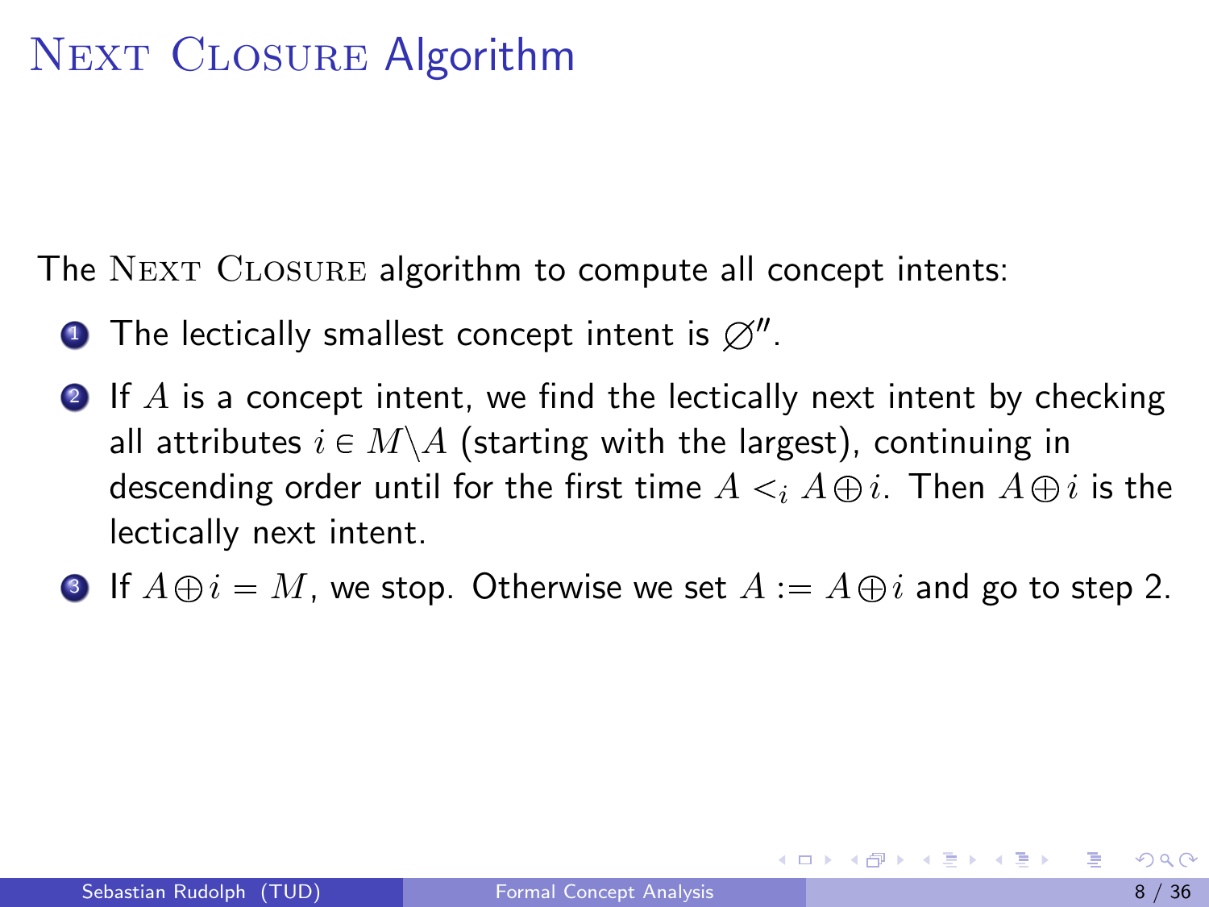# Next Closure Algorithm

The Next Closure algorithm to compute all concept intents:

1. The lectically smallest concept intent is $\varnothing''$.
2. If $A$ is a concept intent, we find the lectically next intent by checking all attributes $i \in M \setminus A$ (starting with the largest), continuing in descending order until for the first time $A <_i A \oplus i$. Then $A \oplus i$ is the lectically next intent.
3. If $A \oplus i = M$, we stop. Otherwise we set $A := A \oplus i$ and go to step 2.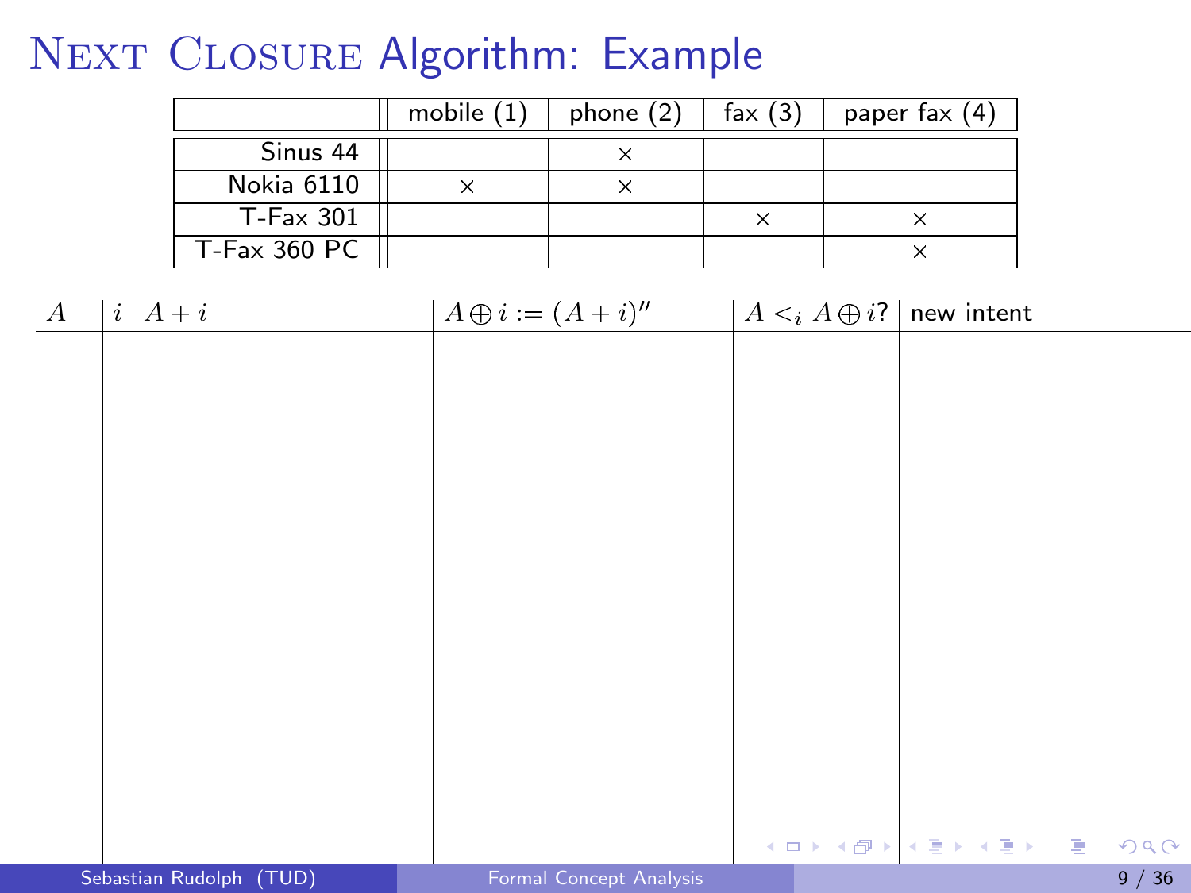# Next Closure Algorithm: Example

| | mobile (1) | phone (2) | fax (3) | paper fax (4) |
|---|---|---|---|---|
| Sinus 44 | | × | | |
| Nokia 6110 | × | × | | |
| T-Fax 301 | | | × | × |
| T-Fax 360 PC | | | | × |

| $A$ | $i$ | $A + i$ | $A \oplus i := (A + i)''$ | $A <_i A \oplus i$? | new intent |
|---|---|---|---|---|---|
| | | | | | |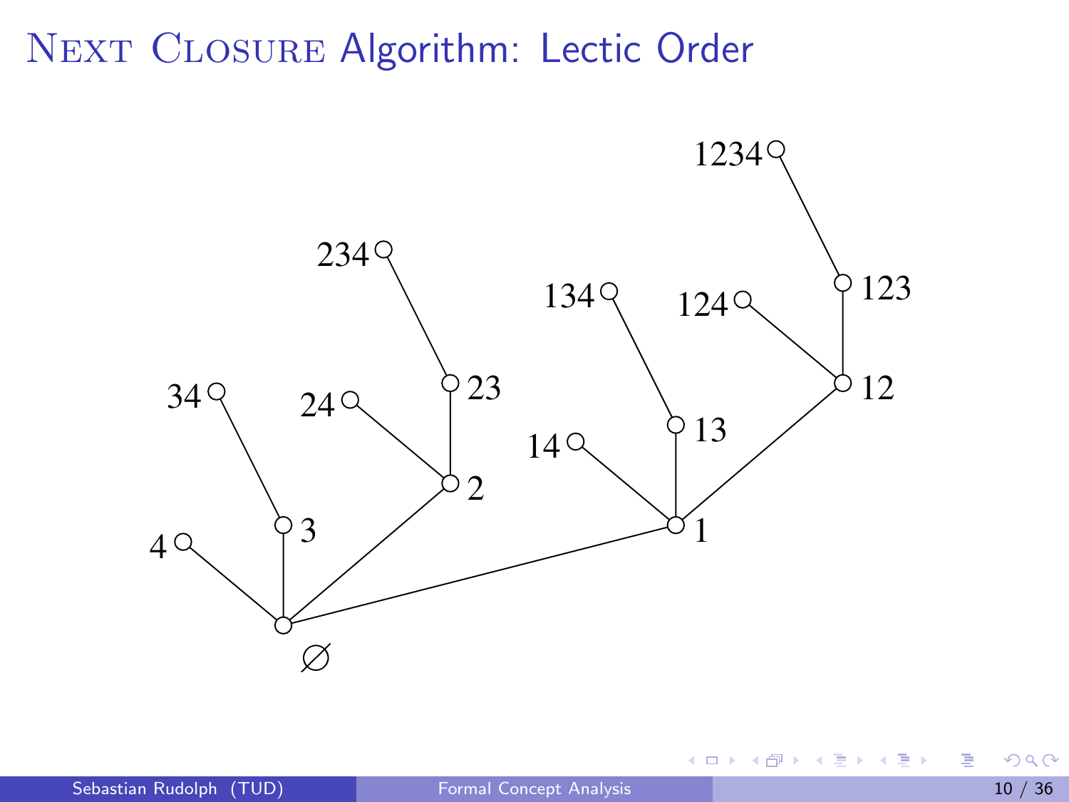# Next Closure Algorithm: Lectic Order

1234

234 &nbsp;&nbsp;&nbsp;&nbsp;&nbsp;&nbsp;&nbsp;&nbsp; 134 &nbsp;&nbsp;&nbsp;&nbsp;&nbsp;&nbsp;&nbsp;&nbsp; 124 &nbsp;&nbsp;&nbsp;&nbsp;&nbsp;&nbsp;&nbsp;&nbsp; 123

34 &nbsp;&nbsp;&nbsp;&nbsp;&nbsp;&nbsp;&nbsp;&nbsp; 24 &nbsp;&nbsp;&nbsp;&nbsp;&nbsp;&nbsp;&nbsp;&nbsp; 23 &nbsp;&nbsp;&nbsp;&nbsp;&nbsp;&nbsp;&nbsp;&nbsp; 14 &nbsp;&nbsp;&nbsp;&nbsp;&nbsp;&nbsp;&nbsp;&nbsp; 13 &nbsp;&nbsp;&nbsp;&nbsp;&nbsp;&nbsp;&nbsp;&nbsp; 12

4 &nbsp;&nbsp;&nbsp;&nbsp;&nbsp;&nbsp;&nbsp;&nbsp; 3 &nbsp;&nbsp;&nbsp;&nbsp;&nbsp;&nbsp;&nbsp;&nbsp; 2 &nbsp;&nbsp;&nbsp;&nbsp;&nbsp;&nbsp;&nbsp;&nbsp; 1

$\emptyset$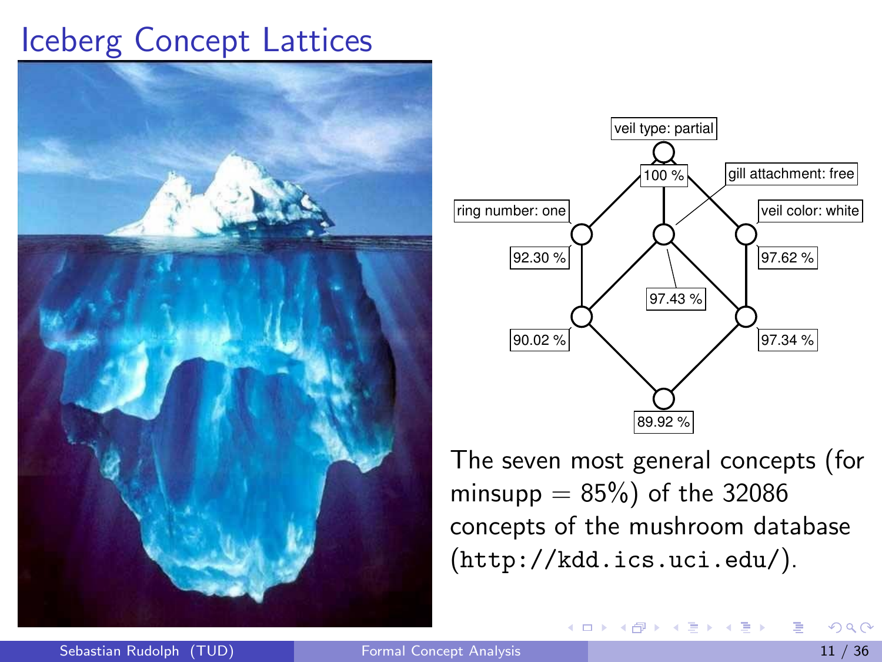# Iceberg Concept Lattices

veil type: partial

100 %

gill attachment: free

ring number: one

veil color: white

92.30 %

97.62 %

97.43 %

90.02 %

97.34 %

89.92 %

The seven most general concepts (for minsupp = 85%) of the 32086 concepts of the mushroom database (`http://kdd.ics.uci.edu/`).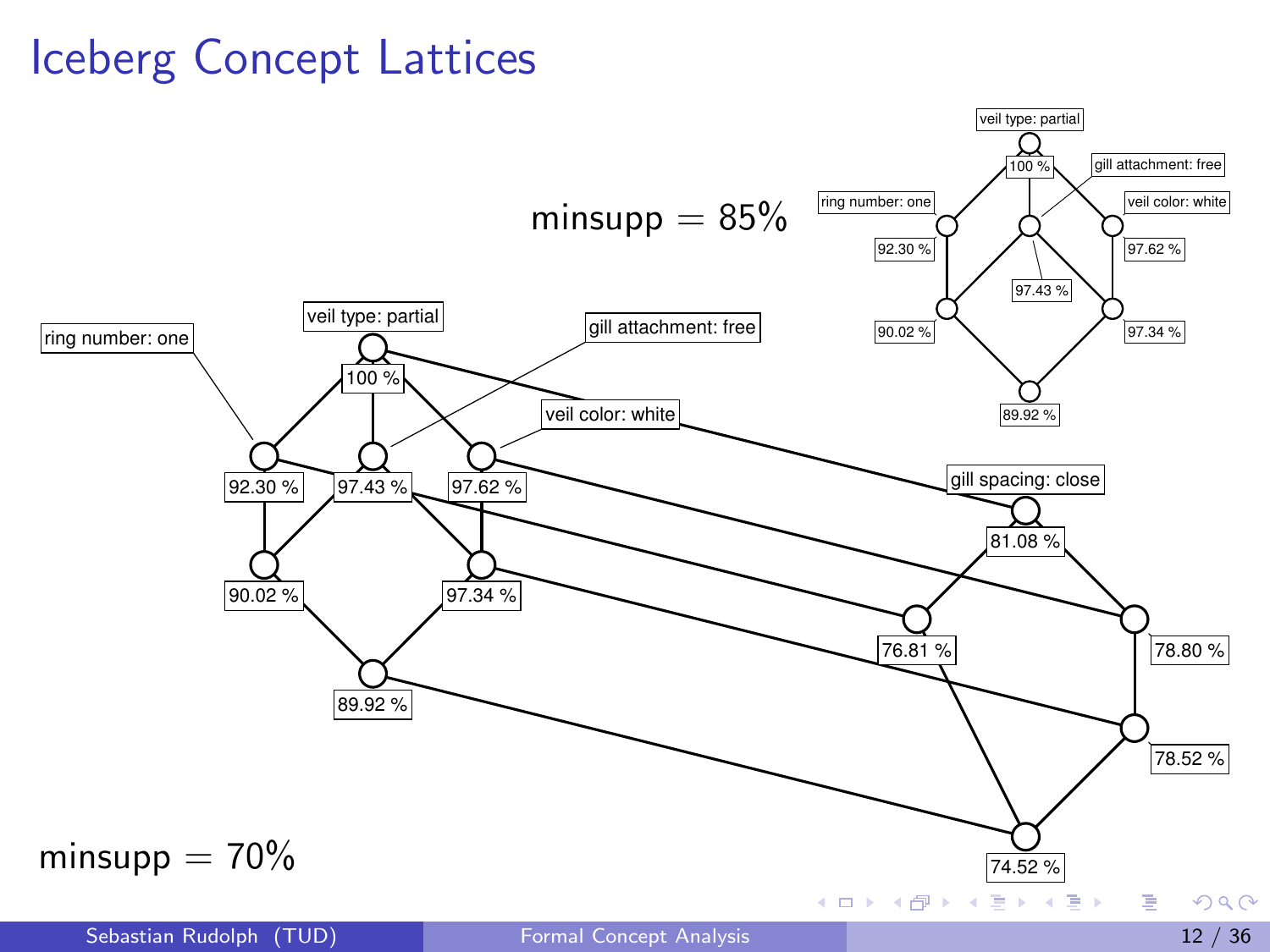# Iceberg Concept Lattices

minsupp = 85%

veil type: partial
100 %
ring number: one
92.30 %
gill attachment: free
97.43 %
veil color: white
97.62 %
90.02 %
97.34 %
89.92 %

minsupp = 70%

ring number: one
veil type: partial
100 %
gill attachment: free
veil color: white
92.30 %
97.43 %
97.62 %
90.02 %
97.34 %
89.92 %
gill spacing: close
81.08 %
76.81 %
78.80 %
78.52 %
74.52 %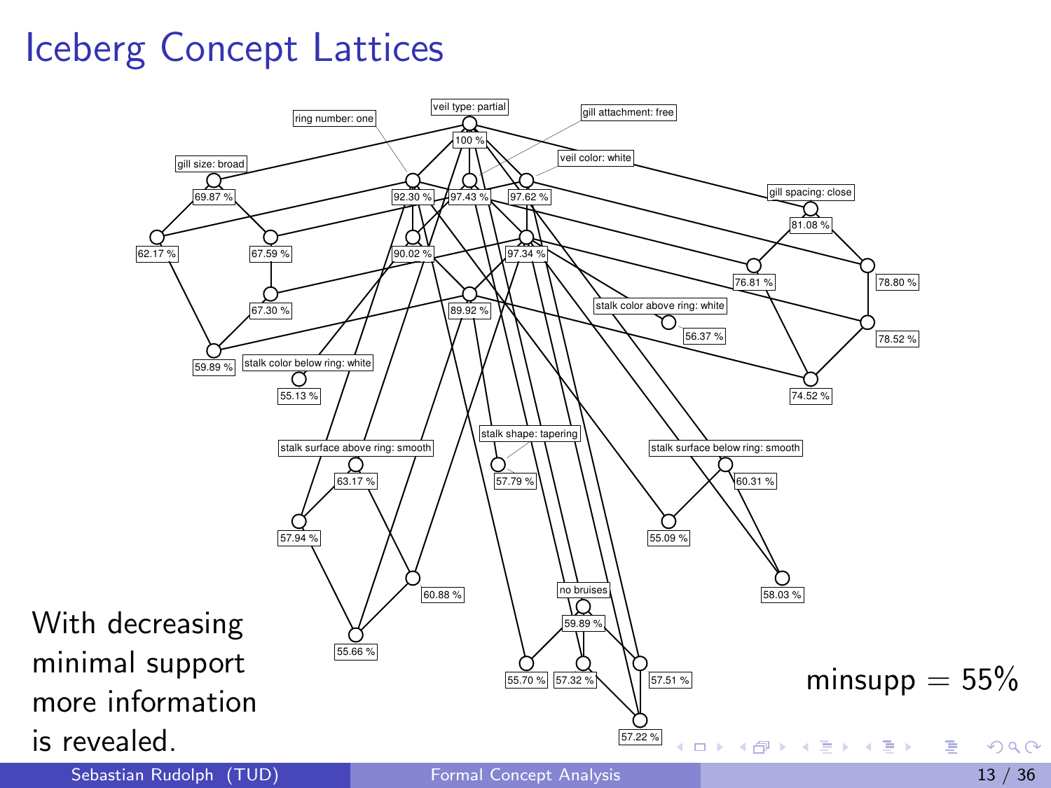# Iceberg Concept Lattices

veil type: partial

100 %

ring number: one

gill attachment: free

veil color: white

gill size: broad

69.87 %

92.30 %

97.43 %

97.62 %

gill spacing: close

81.08 %

62.17 %

67.59 %

90.02 %

97.34 %

76.81 %

78.80 %

67.30 %

89.92 %

stalk color above ring: white

56.37 %

78.52 %

59.89 %

stalk color below ring: white

55.13 %

74.52 %

stalk shape: tapering

57.79 %

stalk surface above ring: smooth

63.17 %

stalk surface below ring: smooth

60.31 %

57.94 %

55.09 %

60.88 %

58.03 %

no bruises

59.89 %

55.66 %

55.70 %

57.32 %

57.51 %

57.22 %

With decreasing minimal support more information is revealed.

minsupp $= 55\%$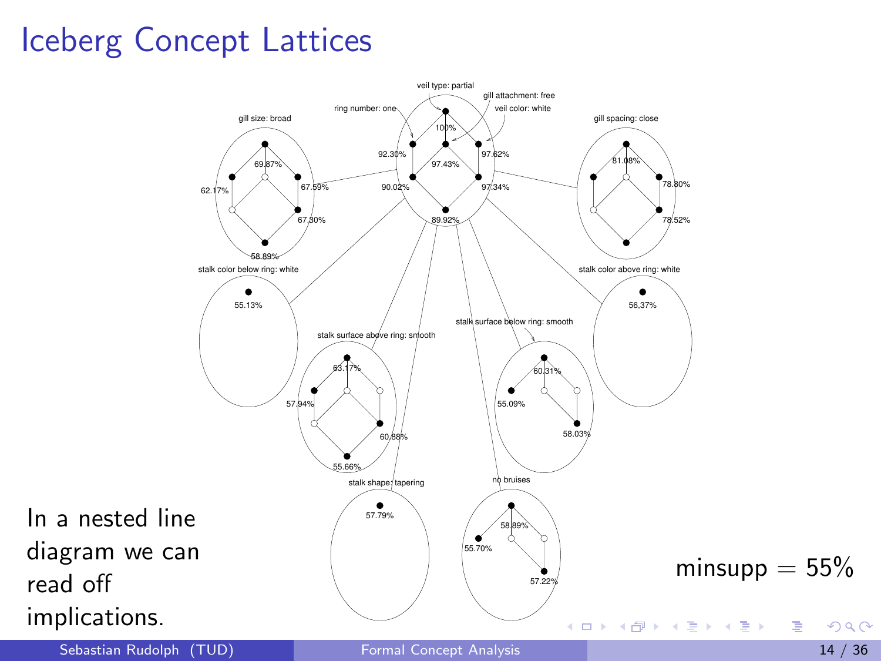# Iceberg Concept Lattices

veil type: partial

gill attachment: free

veil color: white

ring number: one

100%

92.30%

97.43%

97.62%

90.02%

97.34%

89.92%

gill size: broad

69.87%

62.17%

67.59%

67.30%

58.89%

gill spacing: close

81.08%

78.80%

78.52%

stalk color below ring: white

55.13%

stalk color above ring: white

56,37%

stalk surface above ring: smooth

63.17%

57.94%

60.88%

55.66%

stalk surface below ring: smooth

60.31%

55.09%

58.03%

stalk shape: tapering

57.79%

no bruises

58.89%

55.70%

57.22%

In a nested line diagram we can read off implications.

minsupp = 55%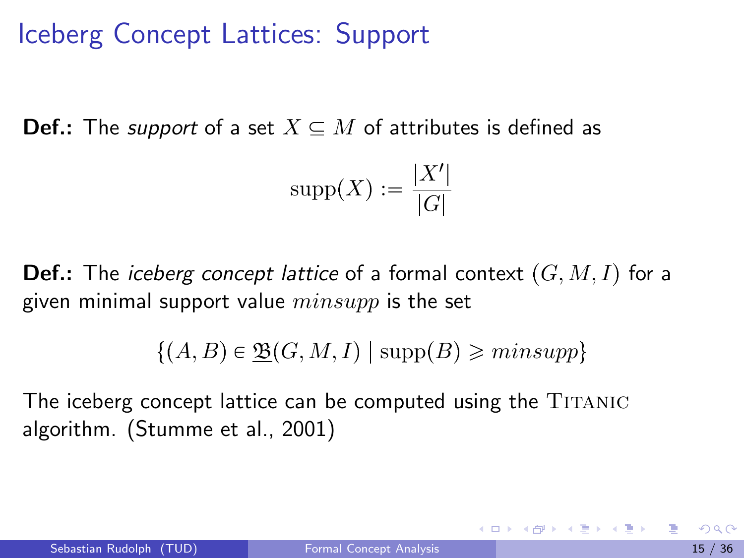# Iceberg Concept Lattices: Support

**Def.:** The *support* of a set $X \subseteq M$ of attributes is defined as

$$\text{supp}(X) := \frac{|X'|}{|G|}$$

**Def.:** The *iceberg concept lattice* of a formal context $(G, M, I)$ for a given minimal support value $minsupp$ is the set

$$\{(A, B) \in \underline{\mathfrak{B}}(G, M, I) \mid \text{supp}(B) \geqslant minsupp\}$$

The iceberg concept lattice can be computed using the Titanic algorithm. (Stumme et al., 2001)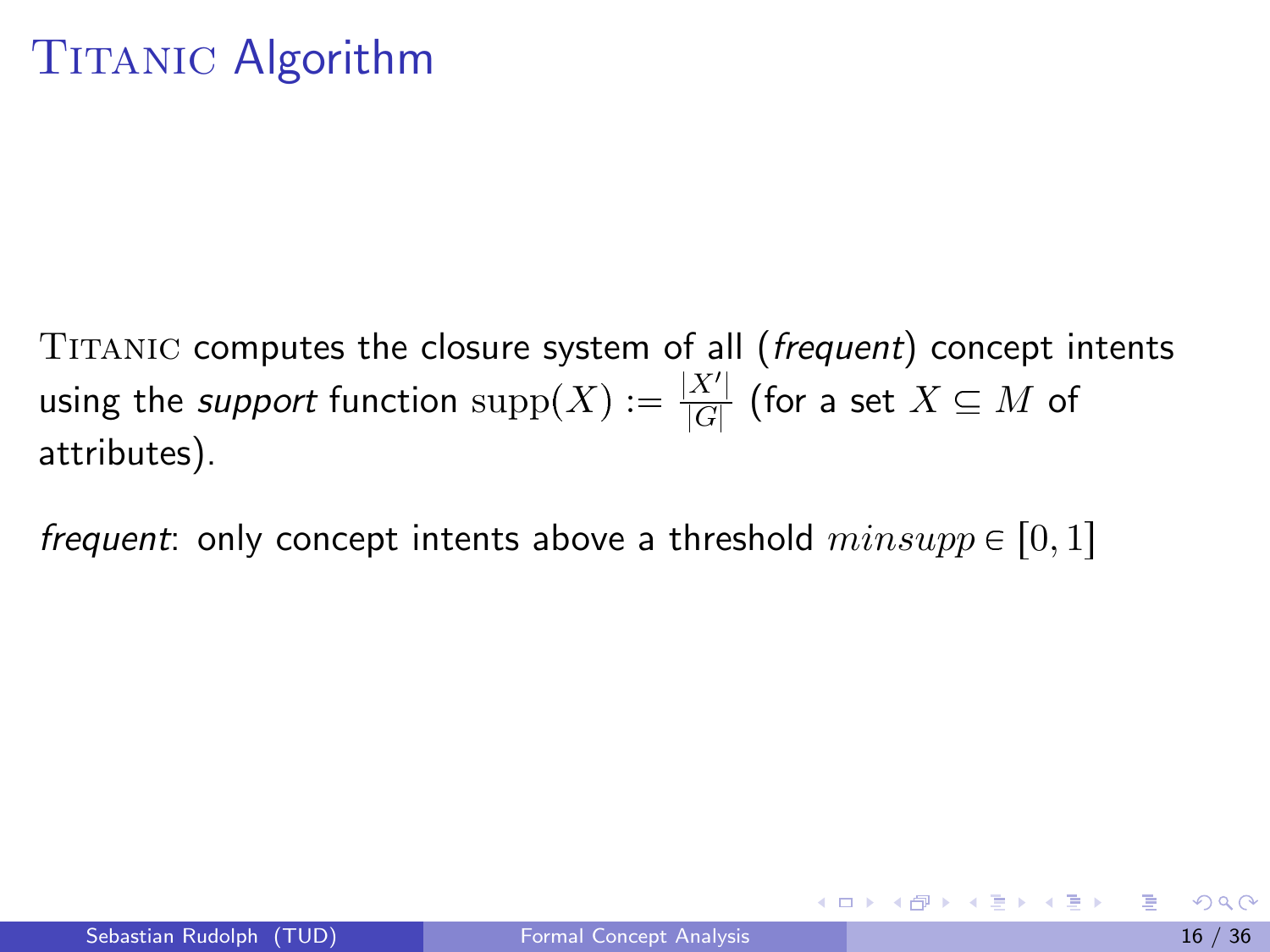# TITANIC Algorithm

TITANIC computes the closure system of all (*frequent*) concept intents using the *support* function $\text{supp}(X) := \frac{|X'|}{|G|}$ (for a set $X \subseteq M$ of attributes).

*frequent*: only concept intents above a threshold $minsupp \in [0, 1]$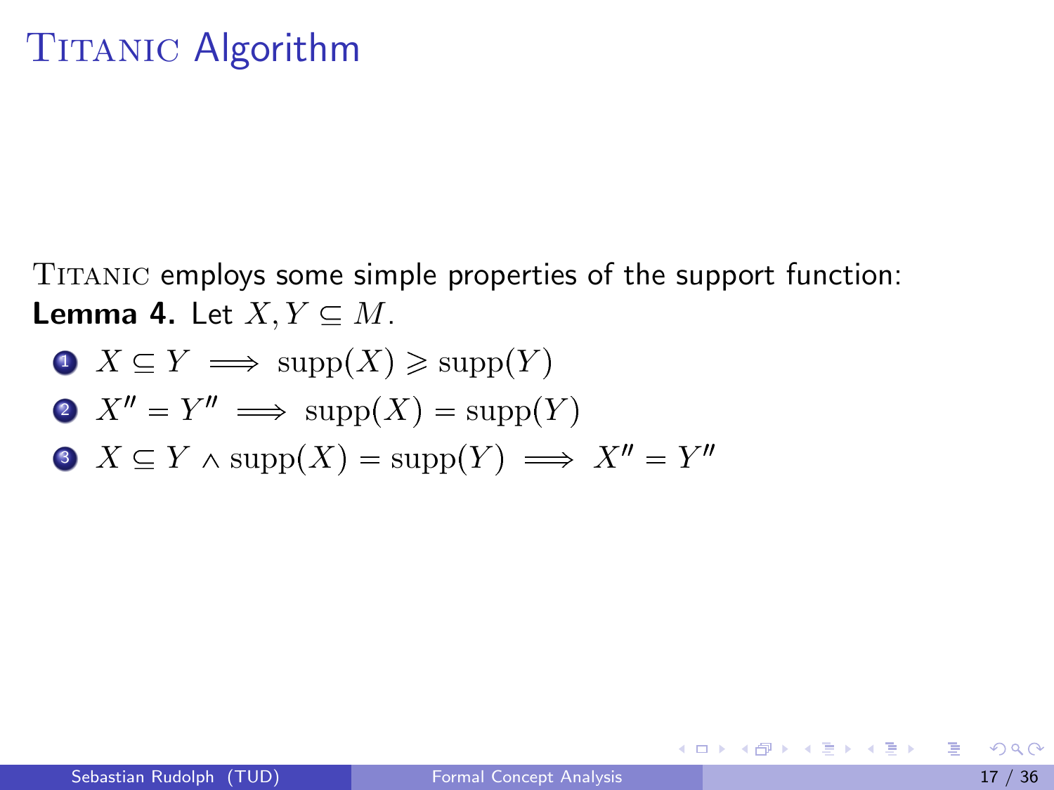# TITANIC Algorithm

TITANIC employs some simple properties of the support function:

**Lemma 4.** Let $X, Y \subseteq M$.

1. $X \subseteq Y \implies \text{supp}(X) \geqslant \text{supp}(Y)$
2. $X'' = Y'' \implies \text{supp}(X) = \text{supp}(Y)$
3. $X \subseteq Y \wedge \text{supp}(X) = \text{supp}(Y) \implies X'' = Y''$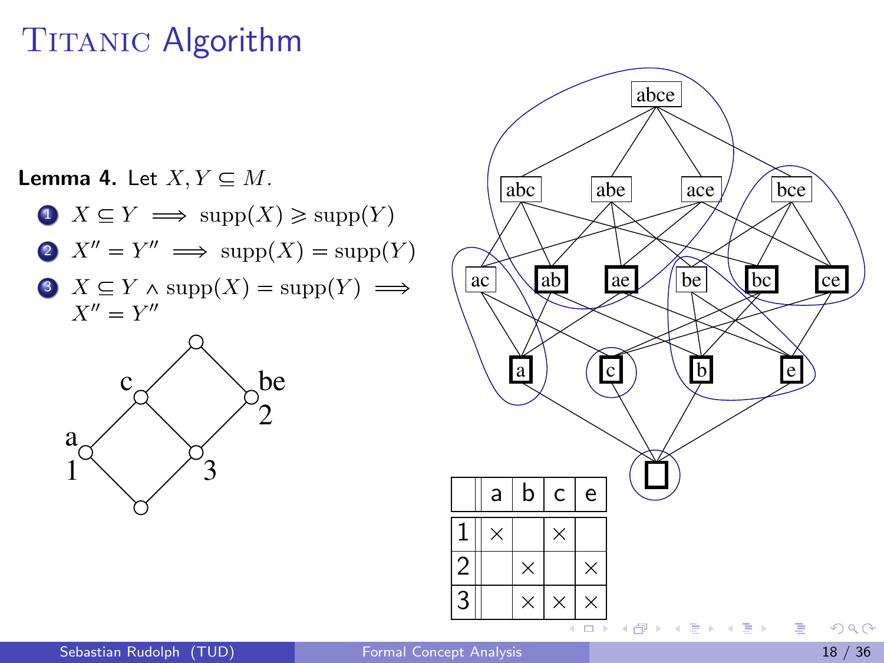# Titanic Algorithm

**Lemma 4.** Let $X, Y \subseteq M$.

1. $X \subseteq Y \implies \text{supp}(X) \geqslant \text{supp}(Y)$
2. $X'' = Y'' \implies \text{supp}(X) = \text{supp}(Y)$
3. $X \subseteq Y \wedge \text{supp}(X) = \text{supp}(Y) \implies X'' = Y''$

| | a | b | c | e |
|---|---|---|---|---|
| 1 | × | | × | |
| 2 | | × | | × |
| 3 | | × | × | × |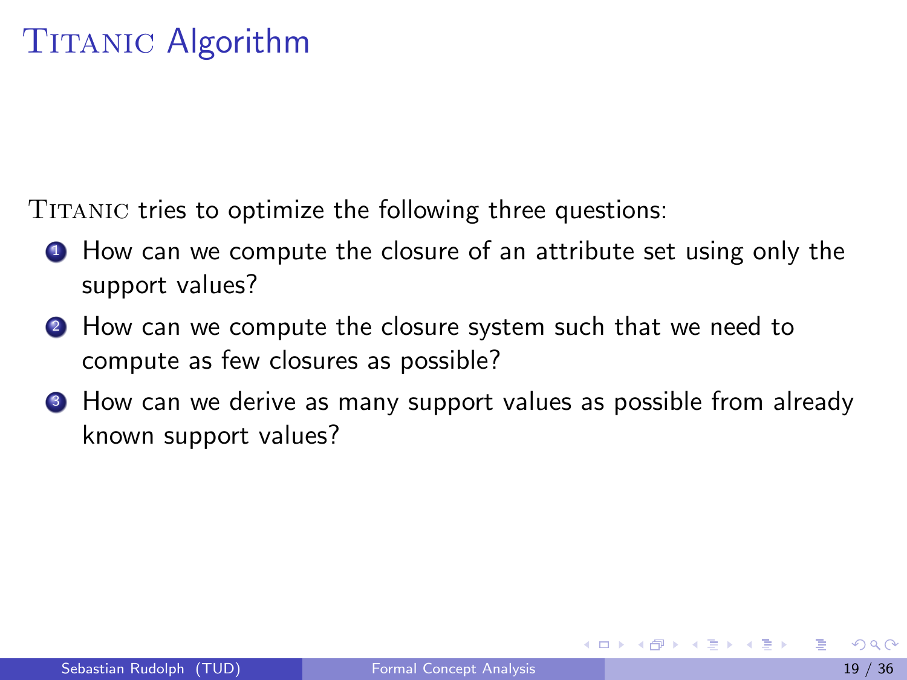# Titanic Algorithm

Titanic tries to optimize the following three questions:

1. How can we compute the closure of an attribute set using only the support values?
2. How can we compute the closure system such that we need to compute as few closures as possible?
3. How can we derive as many support values as possible from already known support values?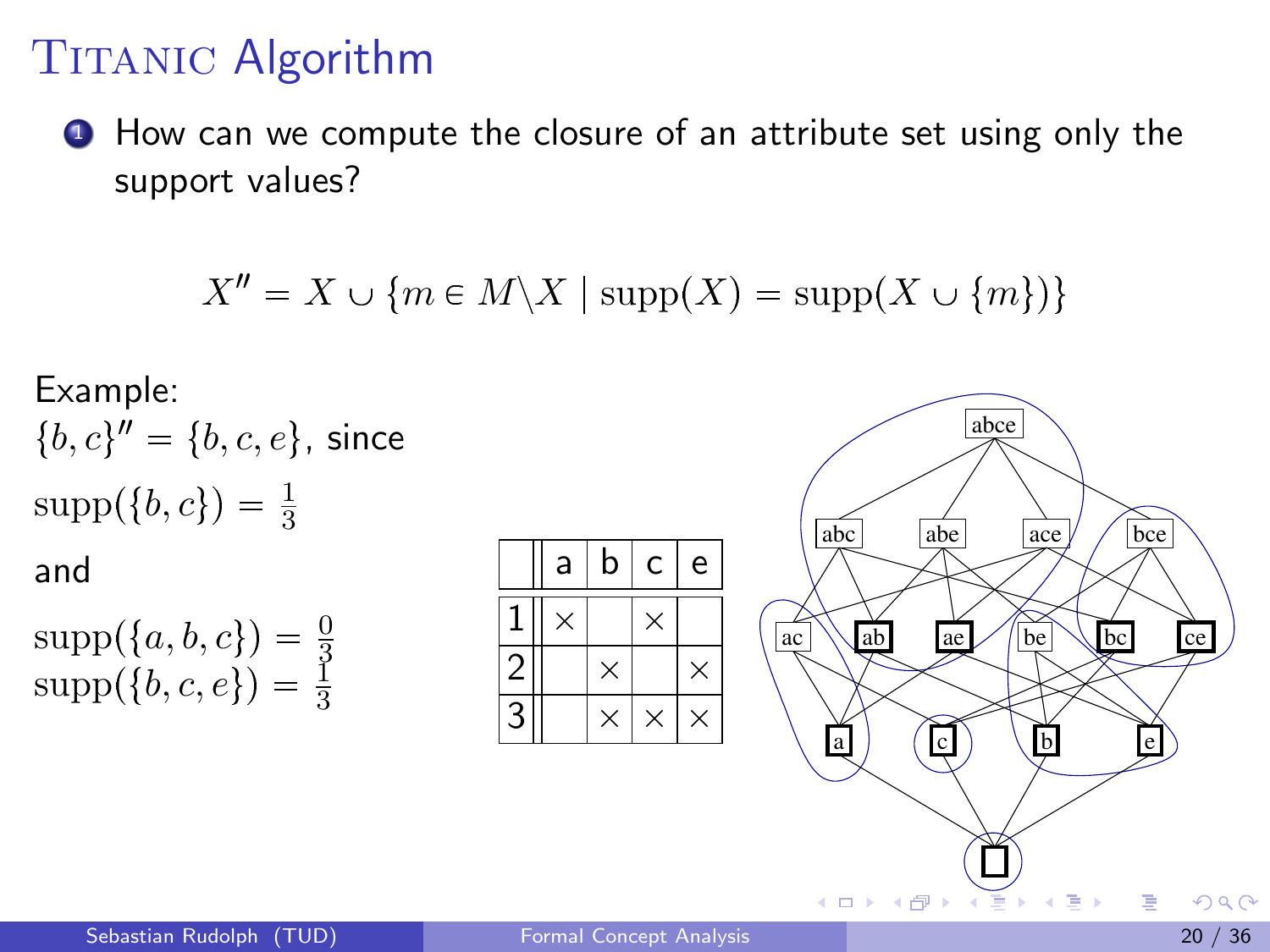# Titanic Algorithm

1. How can we compute the closure of an attribute set using only the support values?

$$X'' = X \cup \{m \in M \backslash X \mid \text{supp}(X) = \text{supp}(X \cup \{m\})\}$$

Example:

$\{b, c\}'' = \{b, c, e\}$, since

$\text{supp}(\{b, c\}) = \frac{1}{3}$

and

$\text{supp}(\{a, b, c\}) = \frac{0}{3}$
$\text{supp}(\{b, c, e\}) = \frac{1}{3}$

| | a | b | c | e |
|---|---|---|---|---|
| 1 | × | | × | |
| 2 | | × | | × |
| 3 | | × | × | × |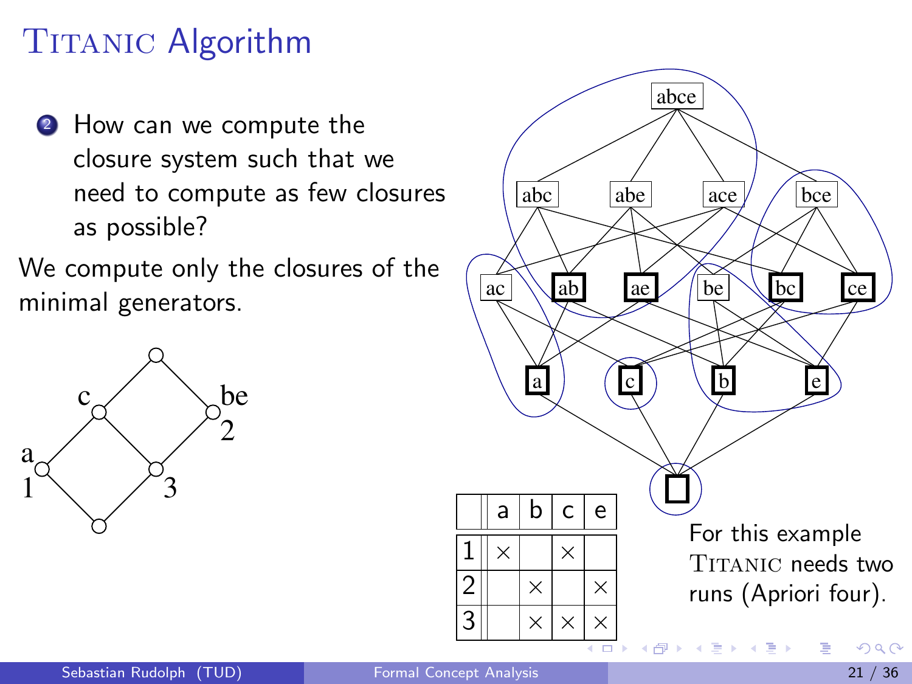# TITANIC Algorithm

2. How can we compute the closure system such that we need to compute as few closures as possible?

We compute only the closures of the minimal generators.

|   | a | b | c | e |
|---|---|---|---|---|
| 1 | × |   | × |   |
| 2 |   | × |   | × |
| 3 |   | × | × | × |

For this example TITANIC needs two runs (Apriori four).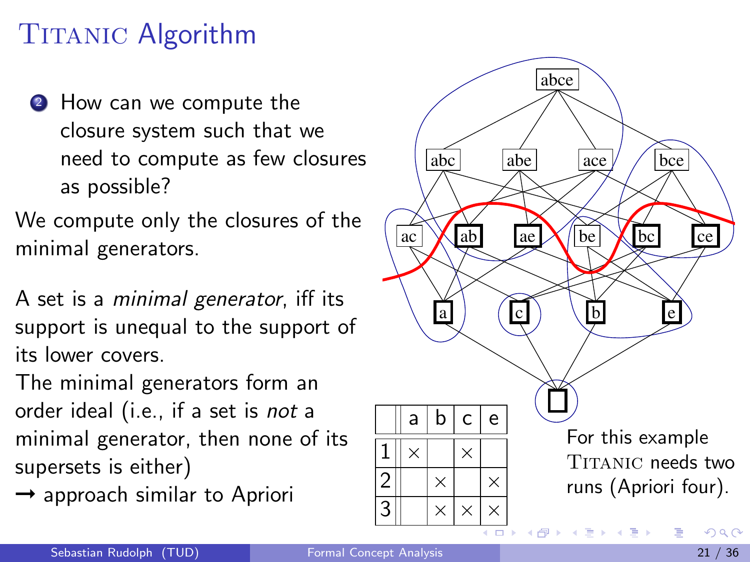# TITANIC Algorithm

2. How can we compute the closure system such that we need to compute as few closures as possible?

We compute only the closures of the minimal generators.

A set is a *minimal generator*, iff its support is unequal to the support of its lower covers.

The minimal generators form an order ideal (i.e., if a set is *not* a minimal generator, then none of its supersets is either)

→ approach similar to Apriori

|   | a | b | c | e |
|---|---|---|---|---|
| 1 | × |   | × |   |
| 2 |   | × |   | × |
| 3 |   | × | × | × |

For this example TITANIC needs two runs (Apriori four).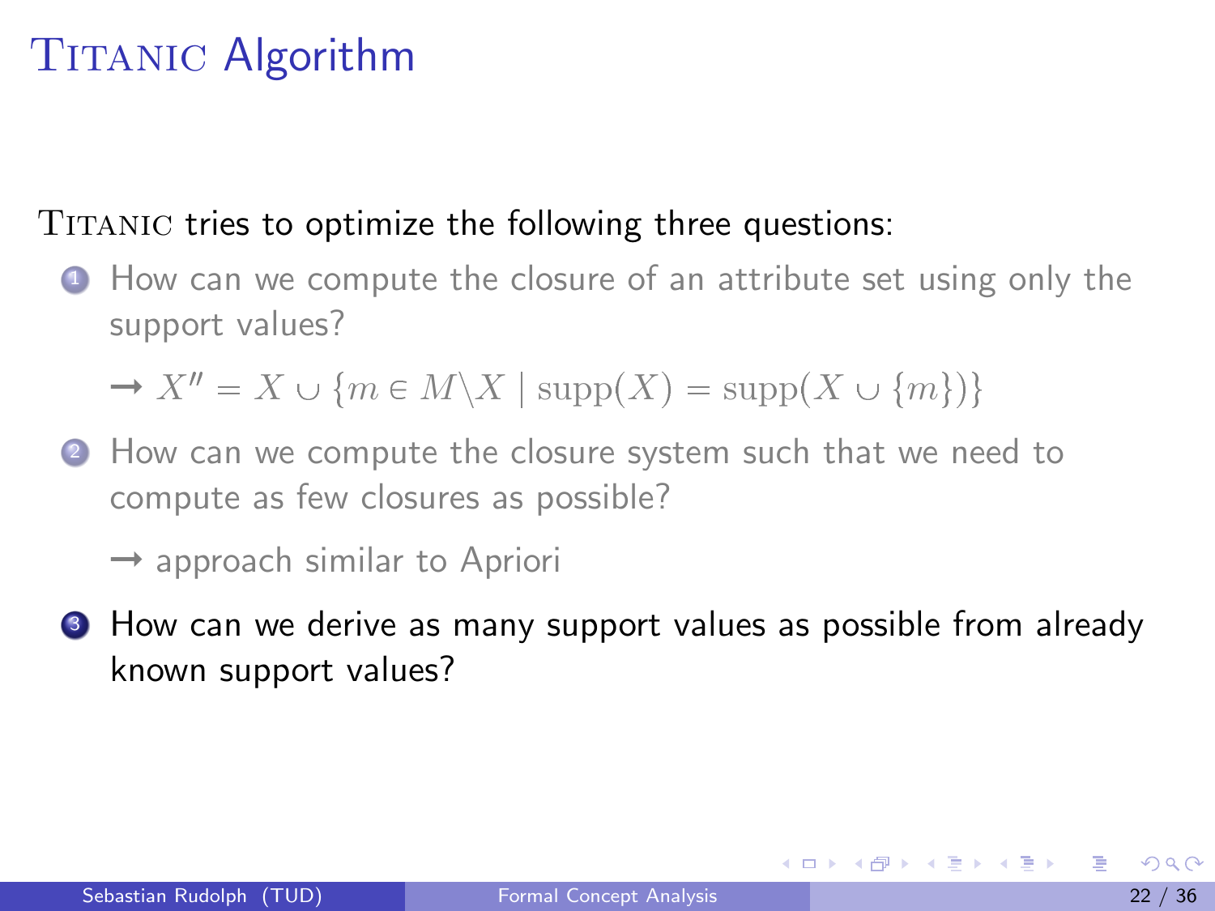# TITANIC Algorithm

TITANIC tries to optimize the following three questions:

1. How can we compute the closure of an attribute set using only the support values?

   → $X'' = X \cup \{m \in M \setminus X \mid \text{supp}(X) = \text{supp}(X \cup \{m\})\}$

2. How can we compute the closure system such that we need to compute as few closures as possible?

   → approach similar to Apriori

3. How can we derive as many support values as possible from already known support values?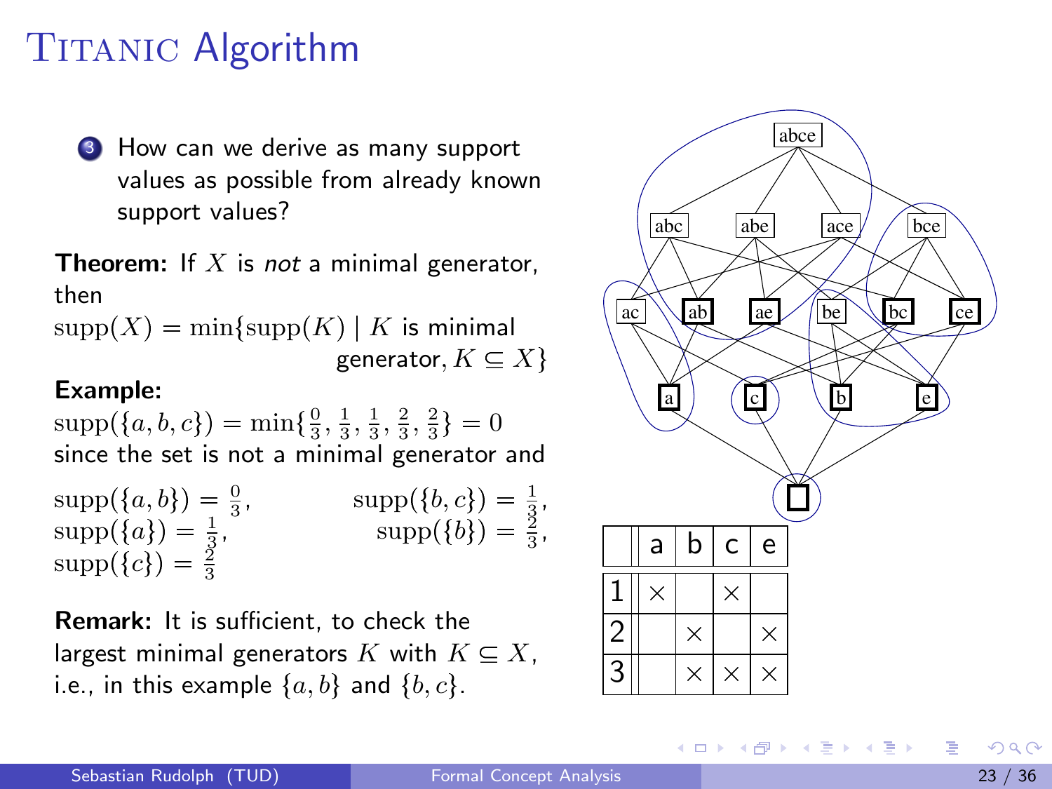# Titanic Algorithm

3. How can we derive as many support values as possible from already known support values?

**Theorem:** If $X$ is *not* a minimal generator, then

$$\text{supp}(X) = \min\{\text{supp}(K) \mid K \text{ is minimal generator}, K \subseteq X\}$$

**Example:**

$\text{supp}(\{a,b,c\}) = \min\{\frac{0}{3}, \frac{1}{3}, \frac{1}{3}, \frac{2}{3}, \frac{2}{3}\} = 0$
since the set is not a minimal generator and

$\text{supp}(\{a,b\}) = \frac{0}{3}$, $\text{supp}(\{b,c\}) = \frac{1}{3}$,
$\text{supp}(\{a\}) = \frac{1}{3}$, $\text{supp}(\{b\}) = \frac{2}{3}$,
$\text{supp}(\{c\}) = \frac{2}{3}$

**Remark:** It is sufficient, to check the largest minimal generators $K$ with $K \subseteq X$, i.e., in this example $\{a,b\}$ and $\{b,c\}$.

|   | a | b | c | e |
|---|---|---|---|---|
| 1 | × |   | × |   |
| 2 |   | × |   | × |
| 3 |   | × | × | × |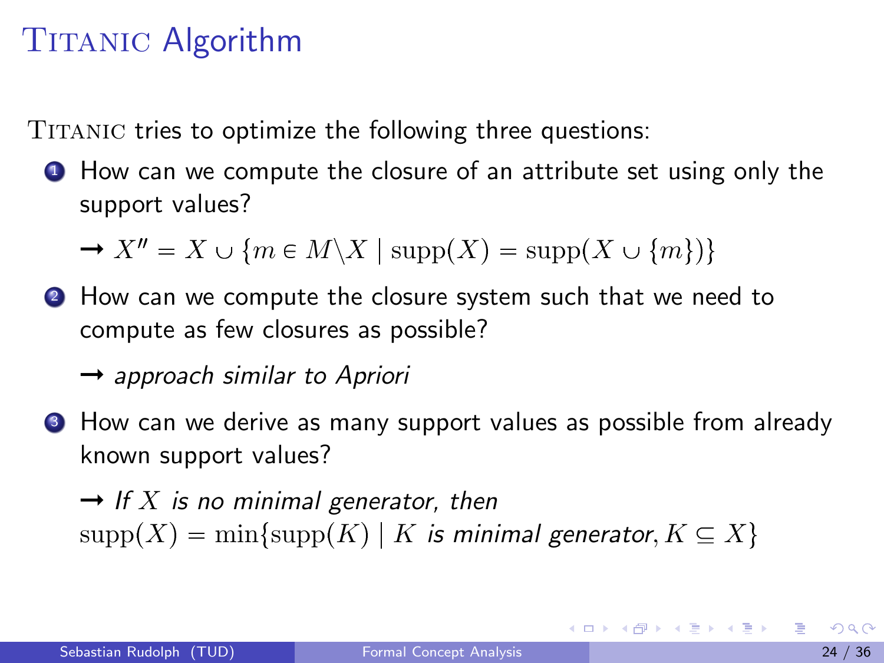# Titanic Algorithm

Titanic tries to optimize the following three questions:

1. How can we compute the closure of an attribute set using only the support values?

   → $X'' = X \cup \{m \in M \setminus X \mid \text{supp}(X) = \text{supp}(X \cup \{m\})\}$

2. How can we compute the closure system such that we need to compute as few closures as possible?

   → *approach similar to Apriori*

3. How can we derive as many support values as possible from already known support values?

   → *If $X$ is no minimal generator, then*
   $\text{supp}(X) = \min\{\text{supp}(K) \mid K \textit{ is minimal generator}, K \subseteq X\}$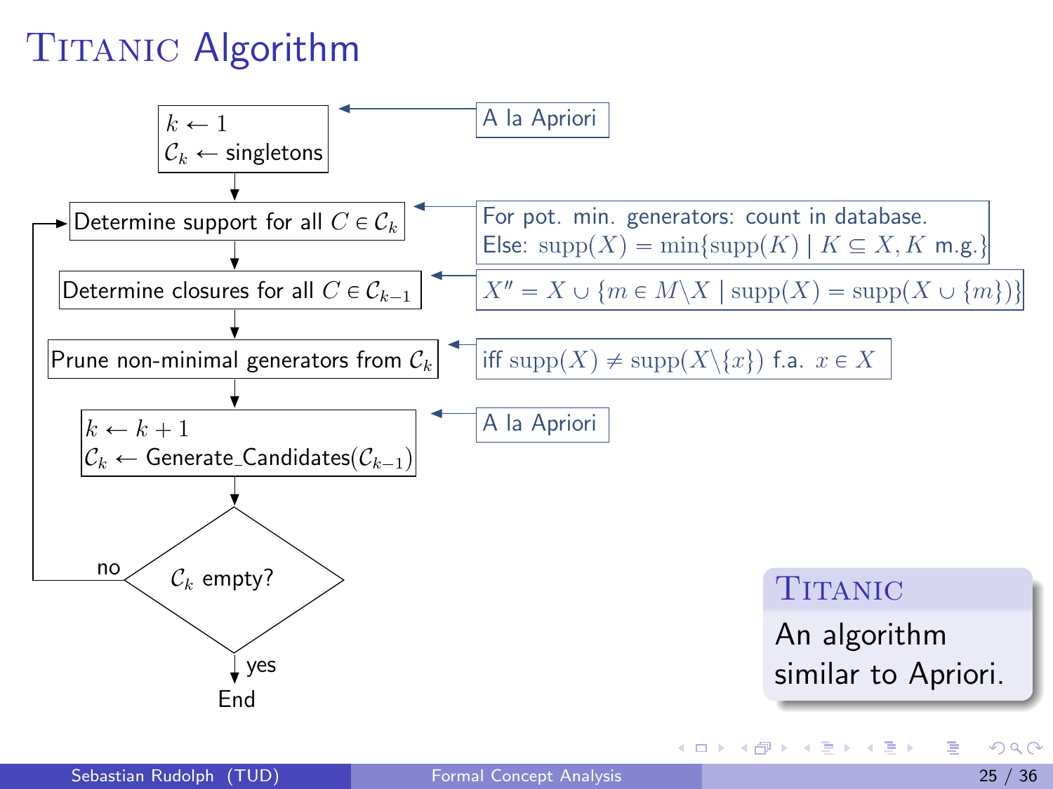# TITANIC Algorithm

- $k \leftarrow 1$, $\mathcal{C}_k \leftarrow$ singletons — A la Apriori
- Determine support for all $C \in \mathcal{C}_k$ — For pot. min. generators: count in database. Else: $\text{supp}(X) = \min\{\text{supp}(K) \mid K \subseteq X, K$ m.g.$\}$
- Determine closures for all $C \in \mathcal{C}_{k-1}$ — $X'' = X \cup \{m \in M \backslash X \mid \text{supp}(X) = \text{supp}(X \cup \{m\})\}$
- Prune non-minimal generators from $\mathcal{C}_k$ — iff $\text{supp}(X) \neq \text{supp}(X \backslash \{x\})$ f.a. $x \in X$
- $k \leftarrow k + 1$, $\mathcal{C}_k \leftarrow$ Generate_Candidates($\mathcal{C}_{k-1}$) — A la Apriori
- $\mathcal{C}_k$ empty?
  - no: return to "Determine support for all $C \in \mathcal{C}_k$"
  - yes: End

**TITANIC**

An algorithm similar to Apriori.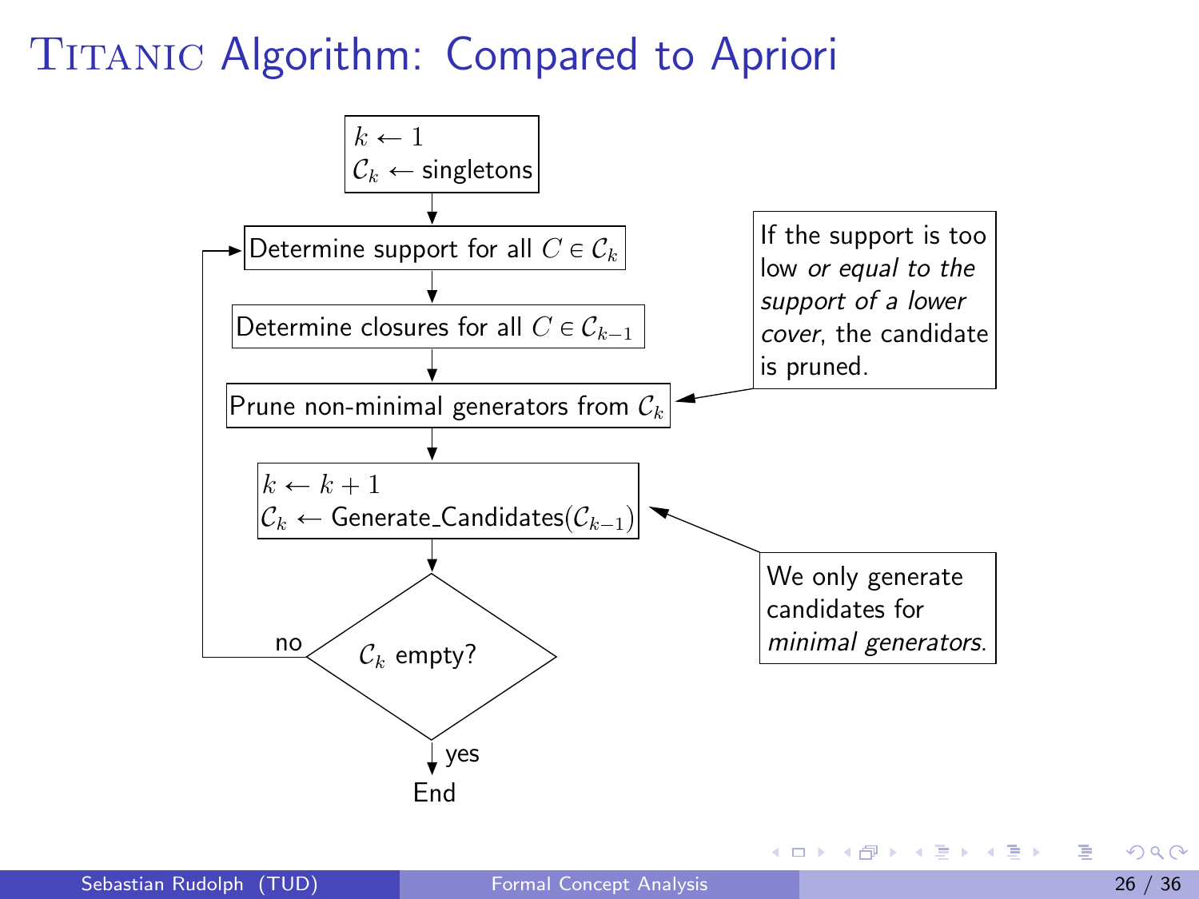# TITANIC Algorithm: Compared to Apriori

$k \leftarrow 1$
$\mathcal{C}_k \leftarrow$ singletons

Determine support for all $C \in \mathcal{C}_k$

Determine closures for all $C \in \mathcal{C}_{k-1}$

Prune non-minimal generators from $\mathcal{C}_k$

$k \leftarrow k + 1$
$\mathcal{C}_k \leftarrow$ Generate_Candidates($\mathcal{C}_{k-1}$)

$\mathcal{C}_k$ empty?

no

yes

End

If the support is too low *or equal to the support of a lower cover*, the candidate is pruned.

We only generate candidates for *minimal generators*.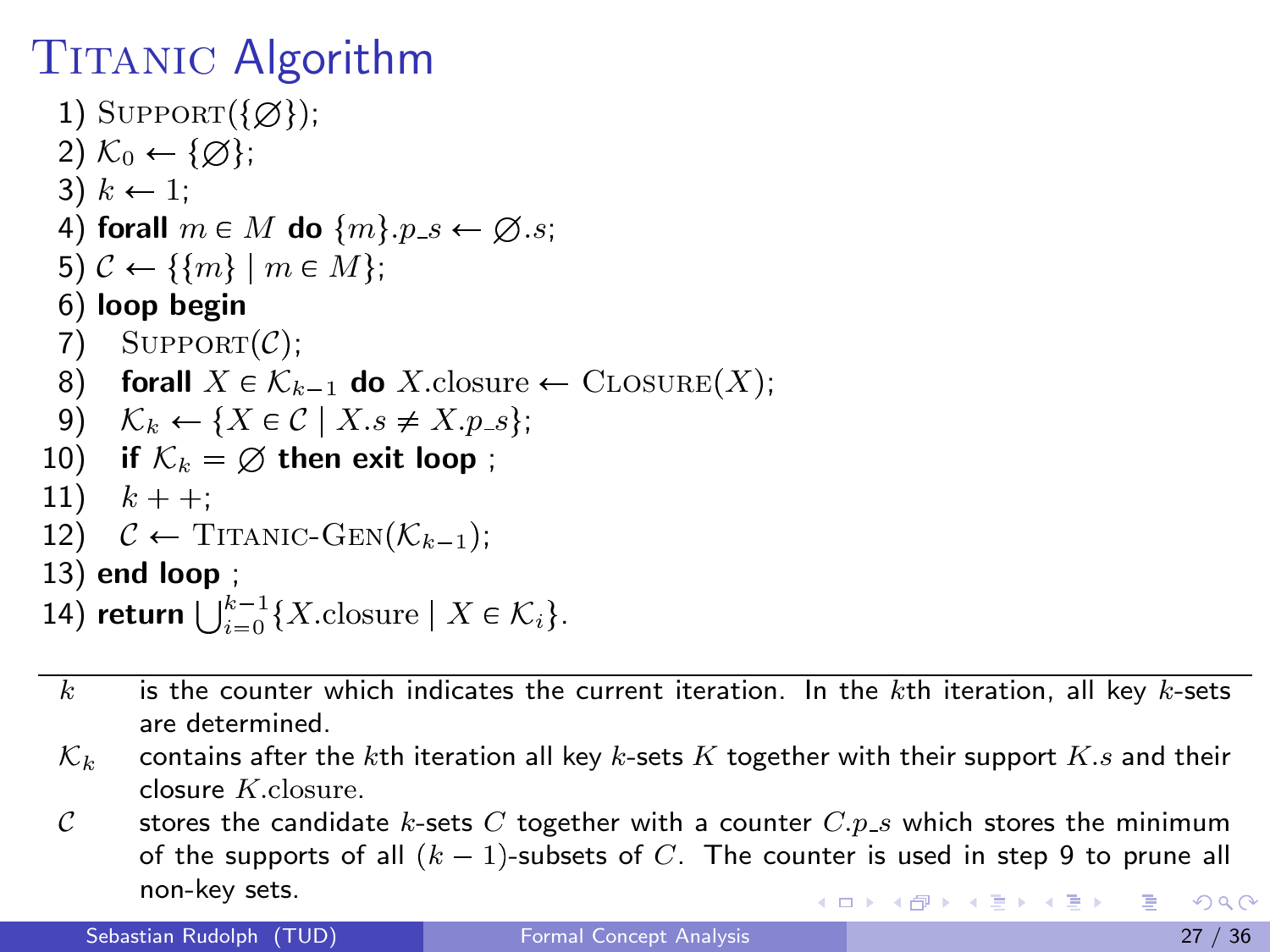# Titanic Algorithm

1) $\text{SUPPORT}(\{\varnothing\})$;
2) $\mathcal{K}_0 \leftarrow \{\varnothing\}$;
3) $k \leftarrow 1$;
4) **forall** $m \in M$ **do** $\{m\}.p\_s \leftarrow \varnothing.s$;
5) $\mathcal{C} \leftarrow \{\{m\} \mid m \in M\}$;
6) **loop begin**
7) $\quad \text{SUPPORT}(\mathcal{C})$;
8) $\quad$ **forall** $X \in \mathcal{K}_{k-1}$ **do** $X.\text{closure} \leftarrow \text{CLOSURE}(X)$;
9) $\quad \mathcal{K}_k \leftarrow \{X \in \mathcal{C} \mid X.s \neq X.p\_s\}$;
10) $\quad$ **if** $\mathcal{K}_k = \varnothing$ **then exit loop** ;
11) $\quad k{+}{+}$;
12) $\quad \mathcal{C} \leftarrow \text{TITANIC-GEN}(\mathcal{K}_{k-1})$;
13) **end loop** ;
14) **return** $\bigcup_{i=0}^{k-1}\{X.\text{closure} \mid X \in \mathcal{K}_i\}$.

---

| | |
|---|---|
| $k$ | is the counter which indicates the current iteration. In the $k$th iteration, all key $k$-sets are determined. |
| $\mathcal{K}_k$ | contains after the $k$th iteration all key $k$-sets $K$ together with their support $K.s$ and their closure $K.\text{closure}$. |
| $\mathcal{C}$ | stores the candidate $k$-sets $C$ together with a counter $C.p\_s$ which stores the minimum of the supports of all $(k-1)$-subsets of $C$. The counter is used in step 9 to prune all non-key sets. |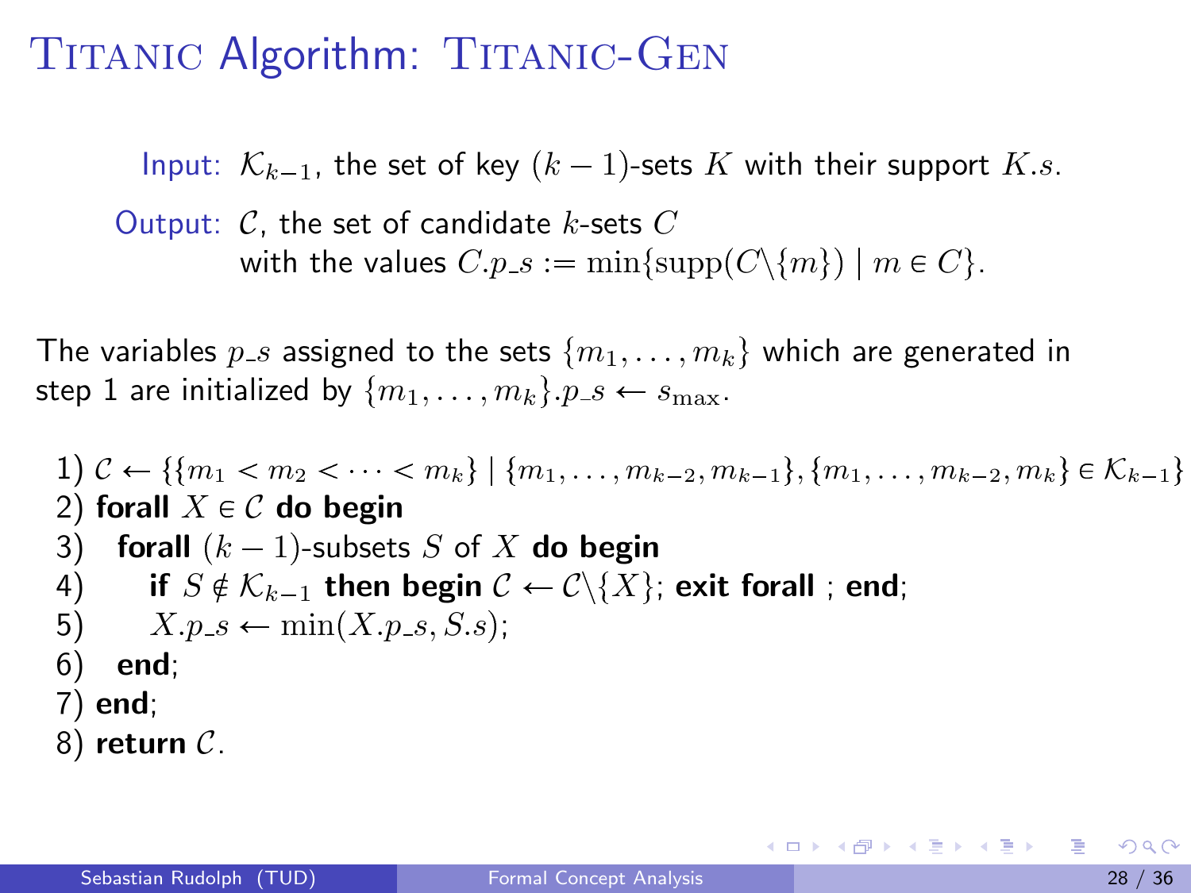# TITANIC Algorithm: TITANIC-GEN

Input: $\mathcal{K}_{k-1}$, the set of key $(k-1)$-sets $K$ with their support $K.s$.

Output: $\mathcal{C}$, the set of candidate $k$-sets $C$ with the values $C.p\_s := \min\{\text{supp}(C \backslash \{m\}) \mid m \in C\}$.

The variables $p\_s$ assigned to the sets $\{m_1, \ldots, m_k\}$ which are generated in step 1 are initialized by $\{m_1, \ldots, m_k\}.p\_s \leftarrow s_{\max}$.

1) $\mathcal{C} \leftarrow \{\{m_1 < m_2 < \cdots < m_k\} \mid \{m_1, \ldots, m_{k-2}, m_{k-1}\}, \{m_1, \ldots, m_{k-2}, m_k\} \in \mathcal{K}_{k-1}\}$
2) **forall** $X \in \mathcal{C}$ **do begin**
3) &nbsp;&nbsp;**forall** $(k-1)$-subsets $S$ of $X$ **do begin**
4) &nbsp;&nbsp;&nbsp;&nbsp;**if** $S \notin \mathcal{K}_{k-1}$ **then begin** $\mathcal{C} \leftarrow \mathcal{C} \backslash \{X\}$; **exit forall** ; **end**;
5) &nbsp;&nbsp;&nbsp;&nbsp;$X.p\_s \leftarrow \min(X.p\_s, S.s)$;
6) &nbsp;&nbsp;**end**;
7) **end**;
8) **return** $\mathcal{C}$.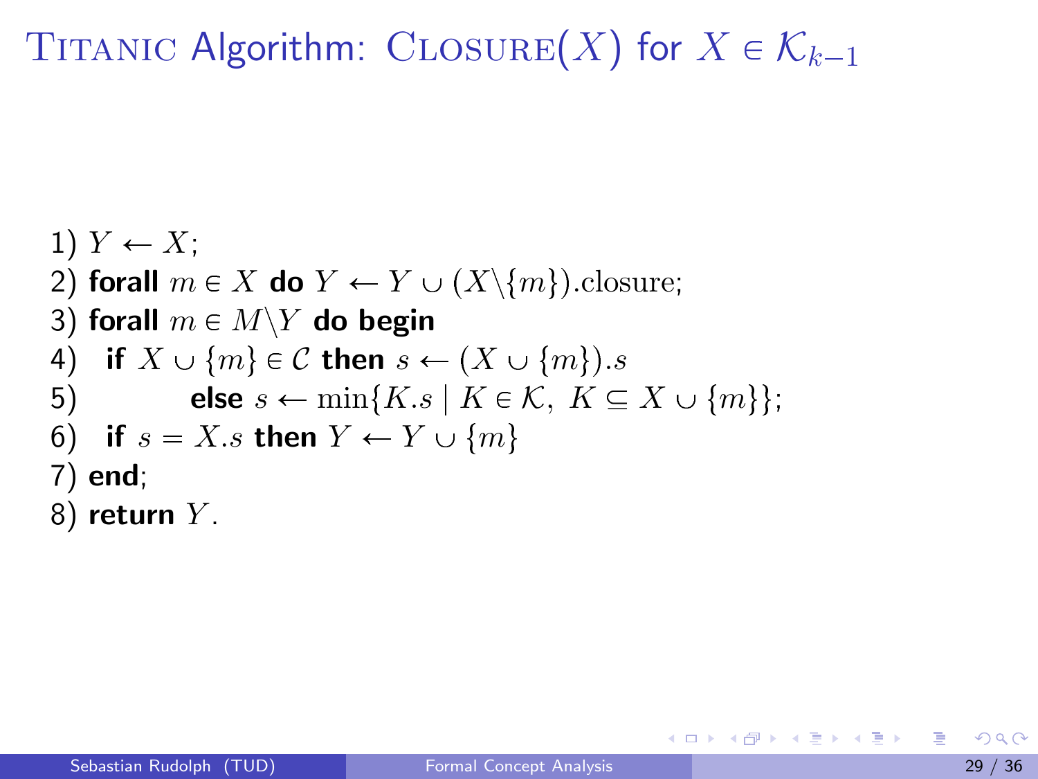# TITANIC Algorithm: CLOSURE($X$) for $X \in \mathcal{K}_{k-1}$

1) $Y \leftarrow X$;
2) **forall** $m \in X$ **do** $Y \leftarrow Y \cup (X \setminus \{m\})$.closure;
3) **forall** $m \in M \setminus Y$ **do begin**
4) **if** $X \cup \{m\} \in \mathcal{C}$ **then** $s \leftarrow (X \cup \{m\}).s$
5) **else** $s \leftarrow \min\{K.s \mid K \in \mathcal{K},\ K \subseteq X \cup \{m\}\}$;
6) **if** $s = X.s$ **then** $Y \leftarrow Y \cup \{m\}$
7) **end**;
8) **return** $Y$.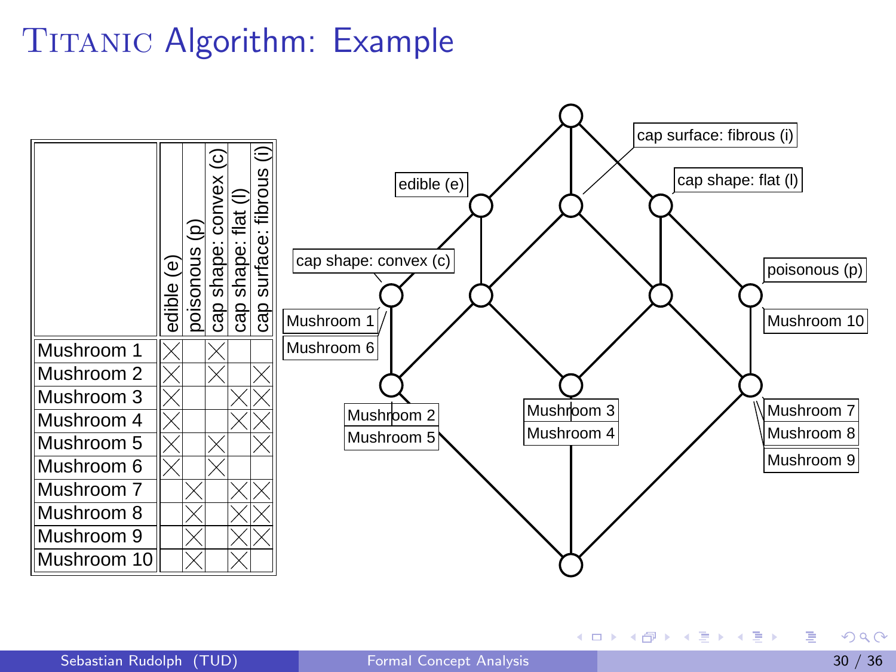# TITANIC Algorithm: Example

|  | edible (e) | poisonous (p) | cap shape: convex (c) | cap shape: flat (l) | cap surface: fibrous (i) |
|---|---|---|---|---|---|
| Mushroom 1 | × |  | × |  |  |
| Mushroom 2 | × |  | × |  | × |
| Mushroom 3 | × |  |  | × | × |
| Mushroom 4 | × |  |  | × | × |
| Mushroom 5 | × |  | × |  | × |
| Mushroom 6 | × |  | × |  |  |
| Mushroom 7 |  | × |  | × | × |
| Mushroom 8 |  | × |  | × | × |
| Mushroom 9 |  | × |  | × | × |
| Mushroom 10 |  | × |  | × |  |

cap surface: fibrous (i)

edible (e)

cap shape: flat (l)

cap shape: convex (c)

poisonous (p)

Mushroom 1
Mushroom 6

Mushroom 10

Mushroom 2
Mushroom 5

Mushroom 3
Mushroom 4

Mushroom 7
Mushroom 8
Mushroom 9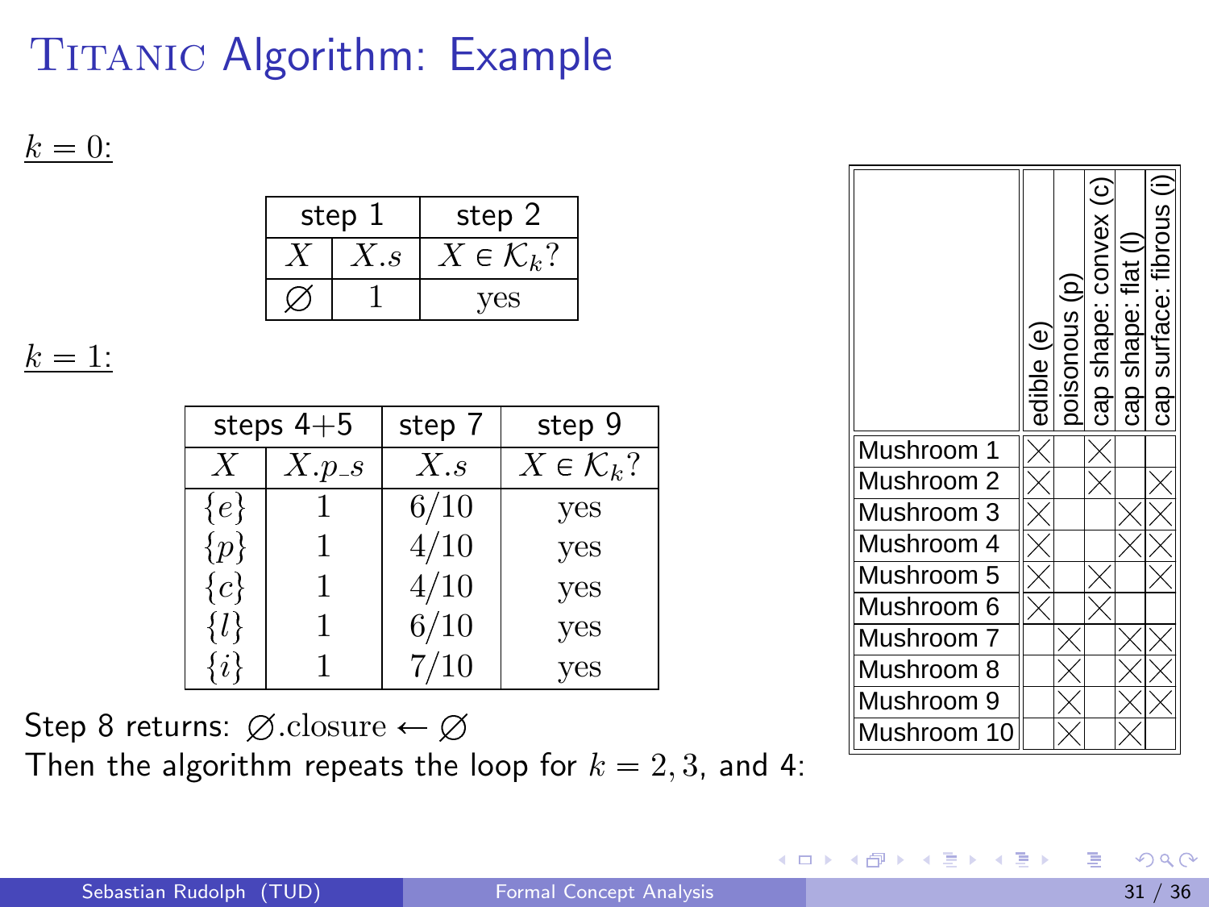# TITANIC Algorithm: Example

$k = 0$:

| step 1 | | step 2 |
|---|---|---|
| $X$ | $X.s$ | $X \in \mathcal{K}_k$? |
| $\varnothing$ | 1 | yes |

$k = 1$:

| steps 4+5 | | step 7 | step 9 |
|---|---|---|---|
| $X$ | $X.p\_s$ | $X.s$ | $X \in \mathcal{K}_k$? |
| $\{e\}$ | 1 | 6/10 | yes |
| $\{p\}$ | 1 | 4/10 | yes |
| $\{c\}$ | 1 | 4/10 | yes |
| $\{l\}$ | 1 | 6/10 | yes |
| $\{i\}$ | 1 | 7/10 | yes |

Step 8 returns: $\varnothing.\text{closure} \leftarrow \varnothing$

Then the algorithm repeats the loop for $k = 2, 3$, and 4:

| | edible (e) | poisonous (p) | cap shape: convex (c) | cap shape: flat (l) | cap surface: fibrous (i) |
|---|---|---|---|---|---|
| Mushroom 1 | × | | × | | |
| Mushroom 2 | × | | × | | × |
| Mushroom 3 | × | | | × | × |
| Mushroom 4 | × | | | × | × |
| Mushroom 5 | × | | × | | × |
| Mushroom 6 | × | | × | | |
| Mushroom 7 | | × | | × | × |
| Mushroom 8 | | × | | × | × |
| Mushroom 9 | | × | | × | × |
| Mushroom 10 | | × | | × | |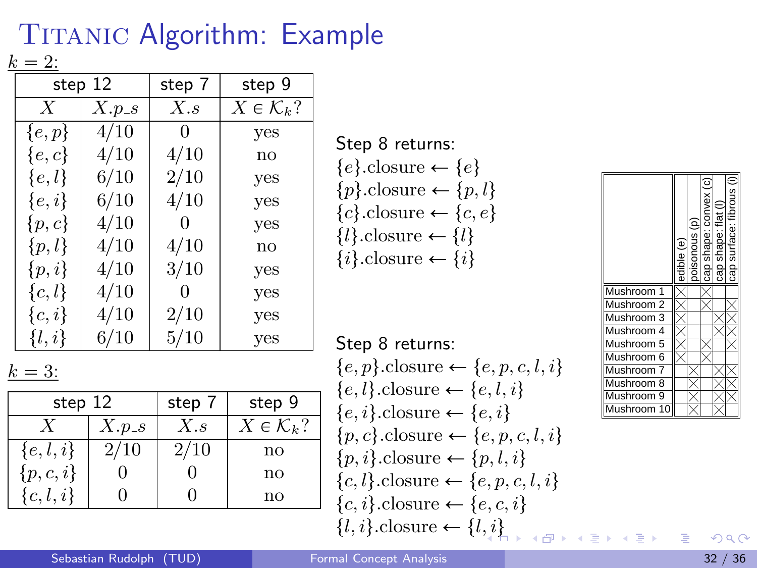# Titanic Algorithm: Example

<u>$k = 2$:</u>

| step 12 | | step 7 | step 9 |
|---|---|---|---|
| $X$ | $X.p\_s$ | $X.s$ | $X \in \mathcal{K}_k$? |
| $\{e,p\}$ | 4/10 | 0 | yes |
| $\{e,c\}$ | 4/10 | 4/10 | no |
| $\{e,l\}$ | 6/10 | 2/10 | yes |
| $\{e,i\}$ | 6/10 | 4/10 | yes |
| $\{p,c\}$ | 4/10 | 0 | yes |
| $\{p,l\}$ | 4/10 | 4/10 | no |
| $\{p,i\}$ | 4/10 | 3/10 | yes |
| $\{c,l\}$ | 4/10 | 0 | yes |
| $\{c,i\}$ | 4/10 | 2/10 | yes |
| $\{l,i\}$ | 6/10 | 5/10 | yes |

Step 8 returns:

$\{e\}$.closure $\leftarrow \{e\}$
$\{p\}$.closure $\leftarrow \{p, l\}$
$\{c\}$.closure $\leftarrow \{c, e\}$
$\{l\}$.closure $\leftarrow \{l\}$
$\{i\}$.closure $\leftarrow \{i\}$

<u>$k = 3$:</u>

| step 12 | | step 7 | step 9 |
|---|---|---|---|
| $X$ | $X.p\_s$ | $X.s$ | $X \in \mathcal{K}_k$? |
| $\{e,l,i\}$ | 2/10 | 2/10 | no |
| $\{p,c,i\}$ | 0 | 0 | no |
| $\{c,l,i\}$ | 0 | 0 | no |

Step 8 returns:

$\{e,p\}$.closure $\leftarrow \{e,p,c,l,i\}$
$\{e,l\}$.closure $\leftarrow \{e,l,i\}$
$\{e,i\}$.closure $\leftarrow \{e,i\}$
$\{p,c\}$.closure $\leftarrow \{e,p,c,l,i\}$
$\{p,i\}$.closure $\leftarrow \{p,l,i\}$
$\{c,l\}$.closure $\leftarrow \{e,p,c,l,i\}$
$\{c,i\}$.closure $\leftarrow \{e,c,i\}$
$\{l,i\}$.closure $\leftarrow \{l,i\}$

| | edible (e) | poisonous (p) | cap shape: convex (c) | cap shape: flat (l) | cap surface: fibrous (i) |
|---|---|---|---|---|---|
| Mushroom 1 | × | | × | | |
| Mushroom 2 | × | | × | | × |
| Mushroom 3 | × | | | × | × |
| Mushroom 4 | × | | | × | × |
| Mushroom 5 | × | | × | | × |
| Mushroom 6 | × | | × | | |
| Mushroom 7 | | × | | × | × |
| Mushroom 8 | | × | | × | × |
| Mushroom 9 | | × | | × | × |
| Mushroom 10 | | × | | × | |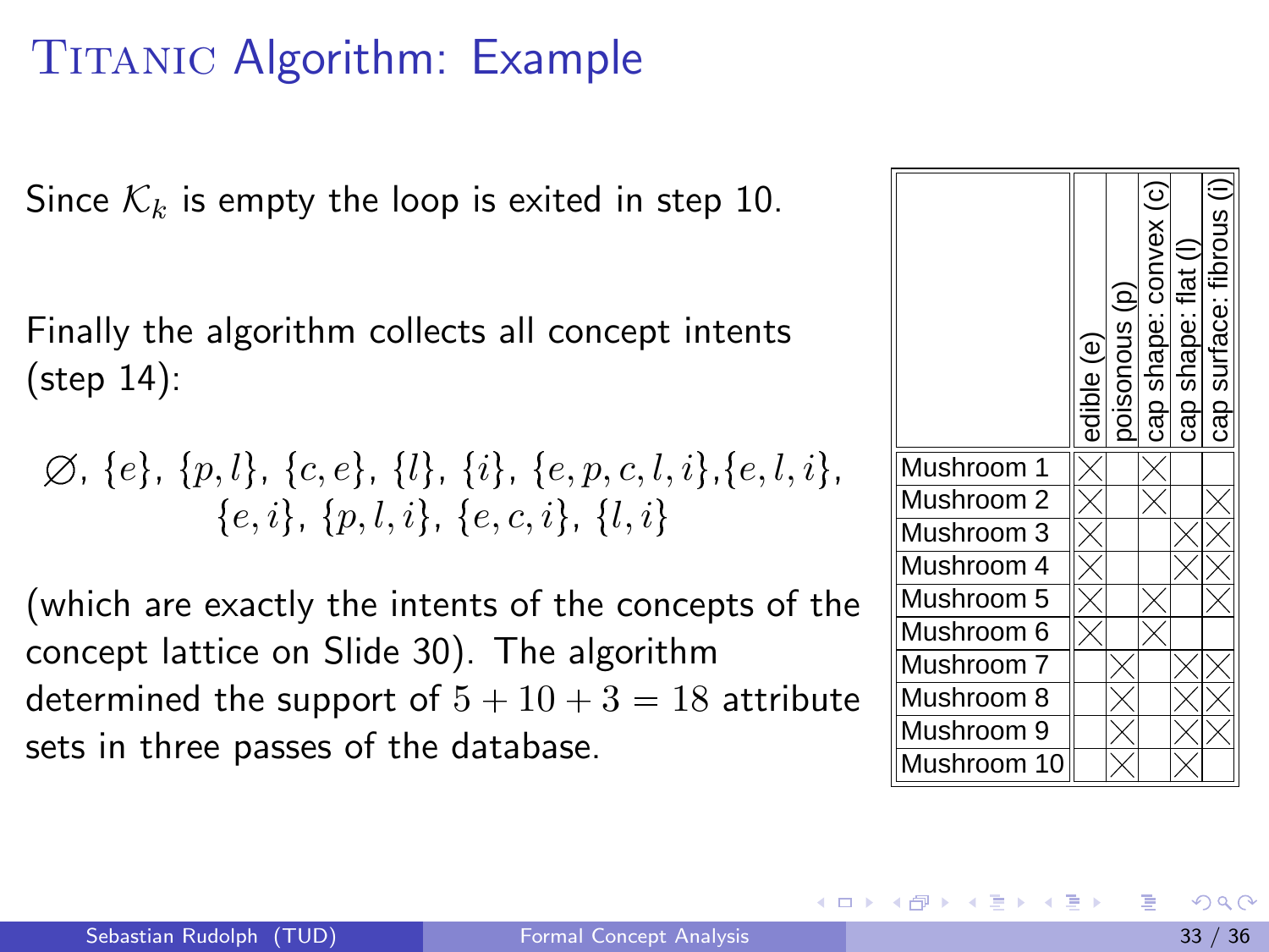# TITANIC Algorithm: Example

Since $\mathcal{K}_k$ is empty the loop is exited in step 10.

Finally the algorithm collects all concept intents (step 14):

$$\varnothing,\ \{e\},\ \{p,l\},\ \{c,e\},\ \{l\},\ \{i\},\ \{e,p,c,l,i\},\{e,l,i\},\ \{e,i\},\ \{p,l,i\},\ \{e,c,i\},\ \{l,i\}$$

(which are exactly the intents of the concepts of the concept lattice on Slide 30). The algorithm determined the support of $5+10+3=18$ attribute sets in three passes of the database.

| | edible (e) | poisonous (p) | cap shape: convex (c) | cap shape: flat (l) | cap surface: fibrous (i) |
|---|---|---|---|---|---|
| Mushroom 1 | × | | × | | |
| Mushroom 2 | × | | × | | × |
| Mushroom 3 | × | | | × | × |
| Mushroom 4 | × | | | × | × |
| Mushroom 5 | × | | × | | × |
| Mushroom 6 | × | | × | | |
| Mushroom 7 | | × | | × | × |
| Mushroom 8 | | × | | × | × |
| Mushroom 9 | | × | | × | × |
| Mushroom 10 | | × | | × | |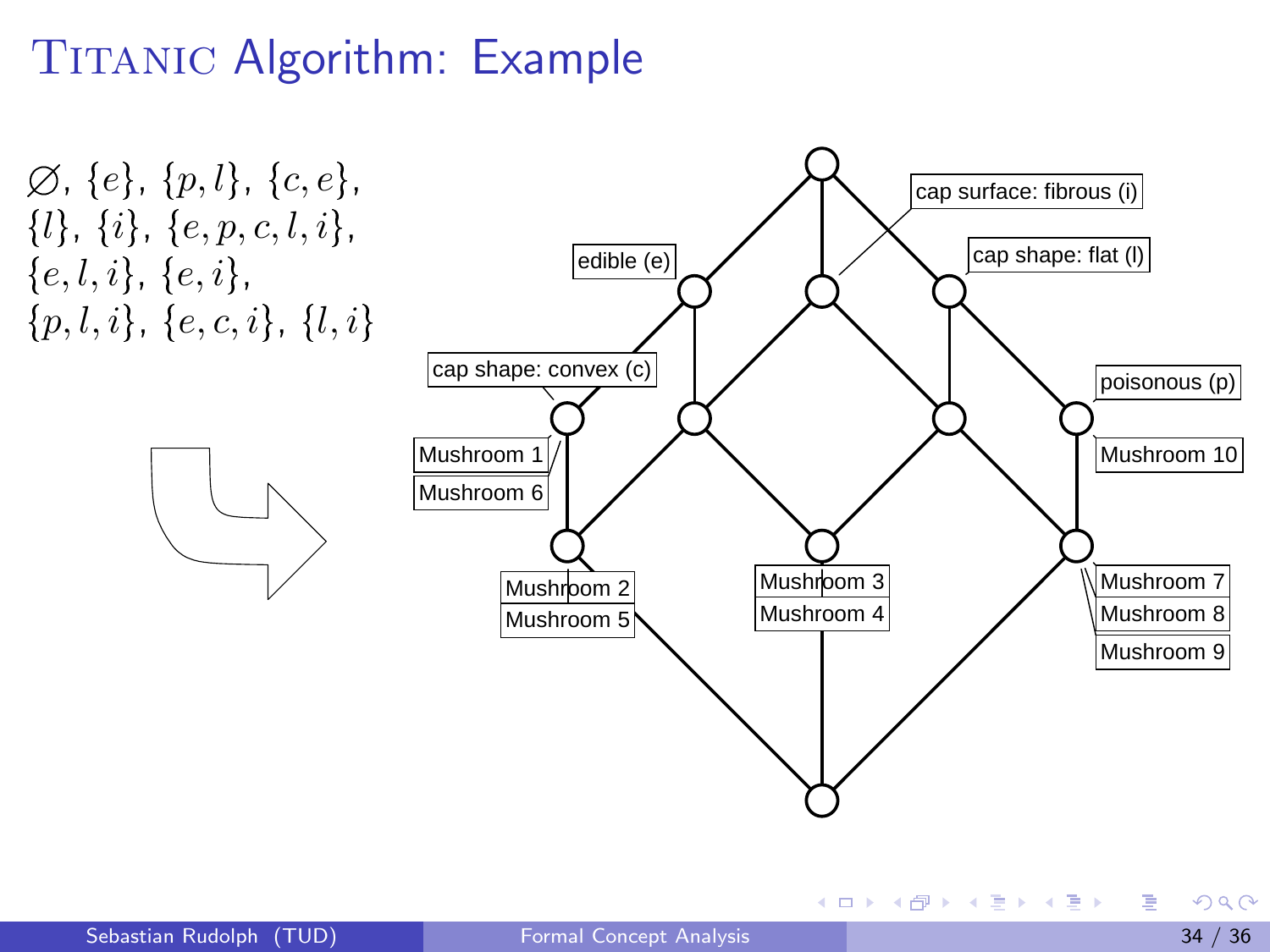# TITANIC Algorithm: Example

$\emptyset$, $\{e\}$, $\{p, l\}$, $\{c, e\}$, $\{l\}$, $\{i\}$, $\{e, p, c, l, i\}$, $\{e, l, i\}$, $\{e, i\}$, $\{p, l, i\}$, $\{e, c, i\}$, $\{l, i\}$

edible (e)

cap surface: fibrous (i)

cap shape: flat (l)

cap shape: convex (c)

poisonous (p)

Mushroom 1

Mushroom 6

Mushroom 10

Mushroom 2

Mushroom 5

Mushroom 3

Mushroom 4

Mushroom 7

Mushroom 8

Mushroom 9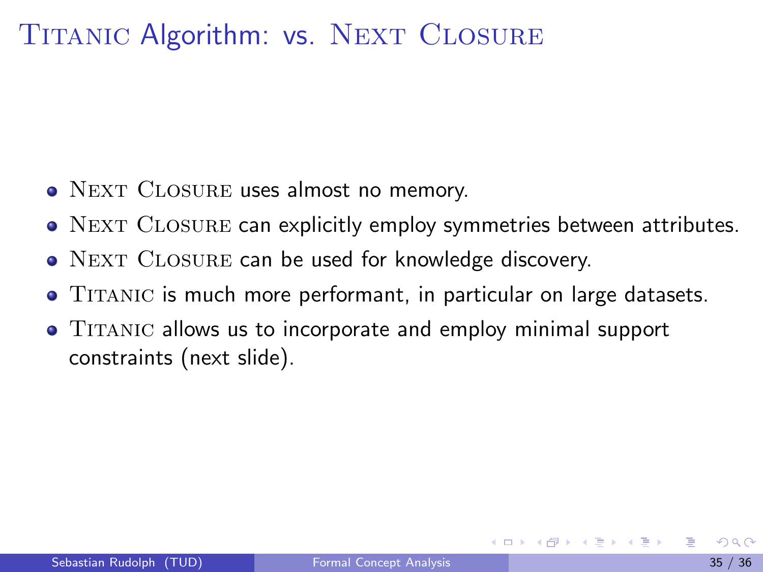# Titanic Algorithm: vs. Next Closure

- Next Closure uses almost no memory.
- Next Closure can explicitly employ symmetries between attributes.
- Next Closure can be used for knowledge discovery.
- Titanic is much more performant, in particular on large datasets.
- Titanic allows us to incorporate and employ minimal support constraints (next slide).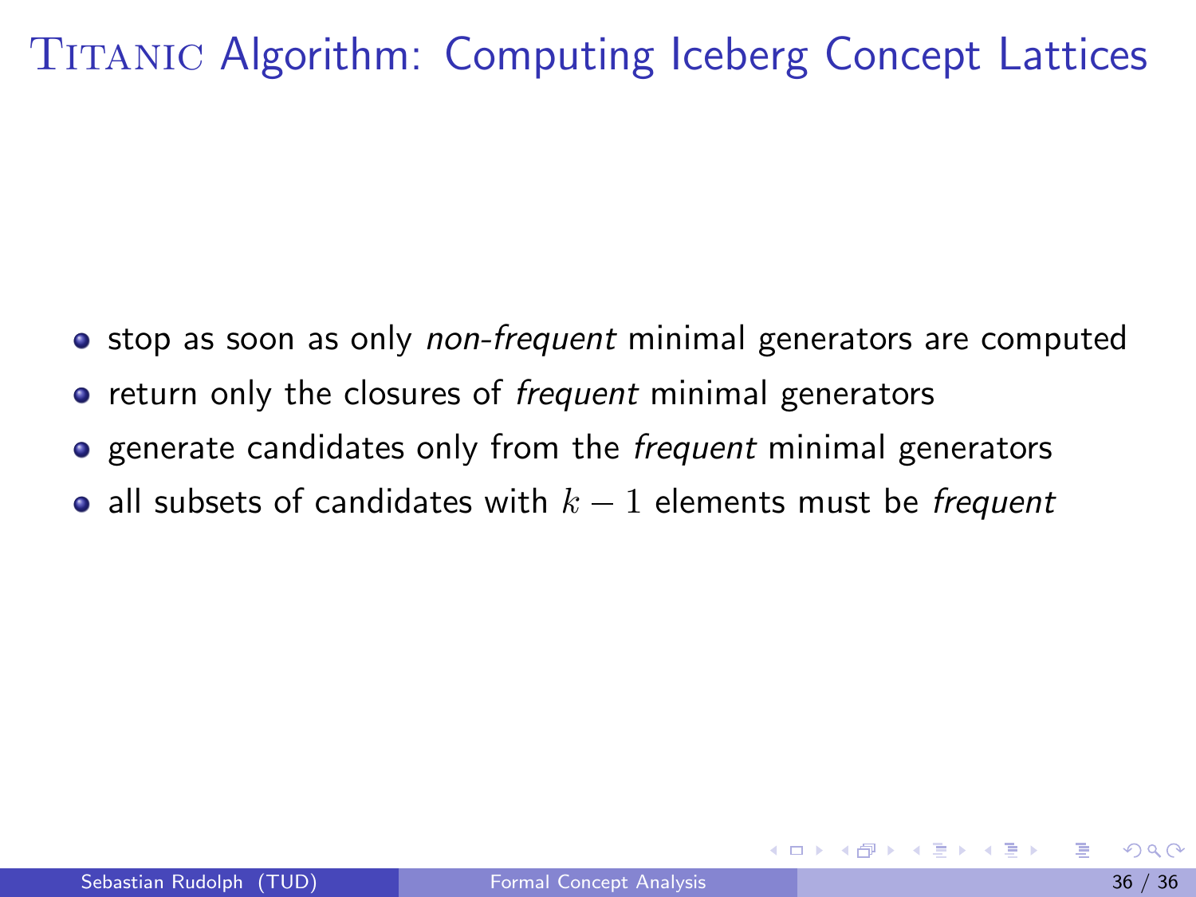# TITANIC Algorithm: Computing Iceberg Concept Lattices

- stop as soon as only *non-frequent* minimal generators are computed
- return only the closures of *frequent* minimal generators
- generate candidates only from the *frequent* minimal generators
- all subsets of candidates with $k-1$ elements must be *frequent*